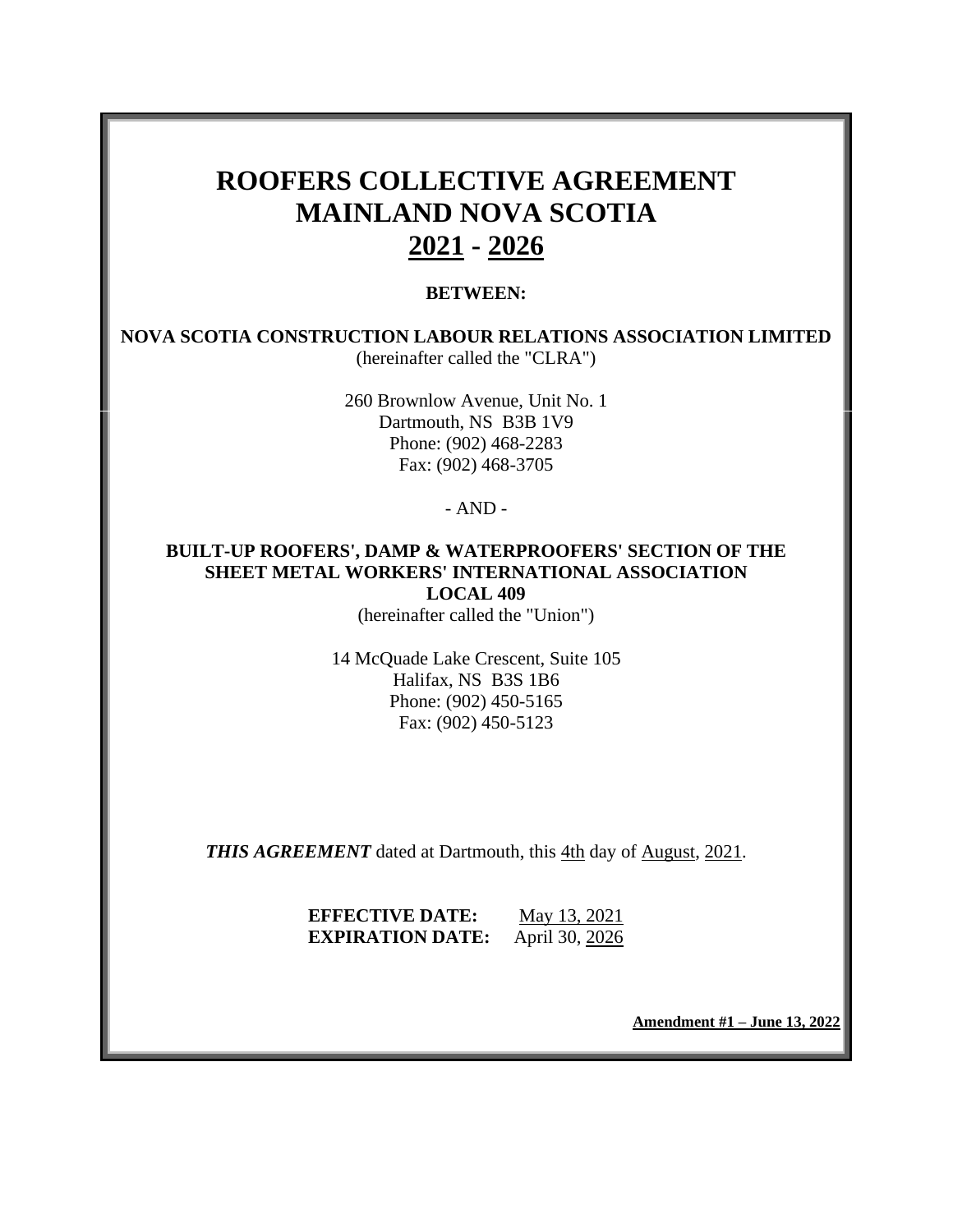# ROOFERS COLLECTIVE AGREEMENT
# MAINLAND NOVA SCOTIA
# 2021 - 2026

**BETWEEN:**

**NOVA SCOTIA CONSTRUCTION LABOUR RELATIONS ASSOCIATION LIMITED**
(hereinafter called the "CLRA")

260 Brownlow Avenue, Unit No. 1
Dartmouth, NS B3B 1V9
Phone: (902) 468-2283
Fax: (902) 468-3705

\- AND -

**BUILT-UP ROOFERS', DAMP & WATERPROOFERS' SECTION OF THE SHEET METAL WORKERS' INTERNATIONAL ASSOCIATION LOCAL 409**
(hereinafter called the "Union")

14 McQuade Lake Crescent, Suite 105
Halifax, NS B3S 1B6
Phone: (902) 450-5165
Fax: (902) 450-5123

***THIS AGREEMENT*** dated at Dartmouth, this 4th day of August, 2021.

**EFFECTIVE DATE:** May 13, 2021
**EXPIRATION DATE:** April 30, 2026

**Amendment #1 – June 13, 2022**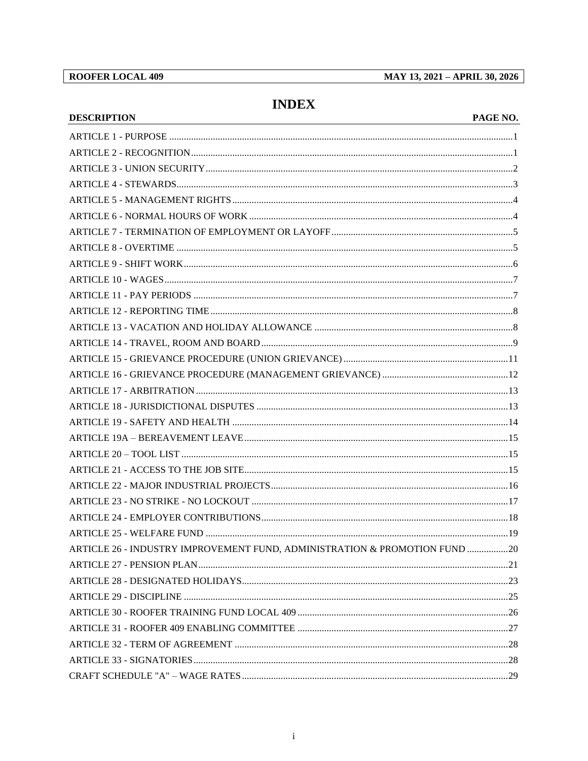# INDEX

| DESCRIPTION | PAGE NO. |
|---|---|
| ARTICLE 1 - PURPOSE | 1 |
| ARTICLE 2 - RECOGNITION | 1 |
| ARTICLE 3 - UNION SECURITY | 2 |
| ARTICLE 4 - STEWARDS | 3 |
| ARTICLE 5 - MANAGEMENT RIGHTS | 4 |
| ARTICLE 6 - NORMAL HOURS OF WORK | 4 |
| ARTICLE 7 - TERMINATION OF EMPLOYMENT OR LAYOFF | 5 |
| ARTICLE 8 - OVERTIME | 5 |
| ARTICLE 9 - SHIFT WORK | 6 |
| ARTICLE 10 - WAGES | 7 |
| ARTICLE 11 - PAY PERIODS | 7 |
| ARTICLE 12 - REPORTING TIME | 8 |
| ARTICLE 13 - VACATION AND HOLIDAY ALLOWANCE | 8 |
| ARTICLE 14 - TRAVEL, ROOM AND BOARD | 9 |
| ARTICLE 15 - GRIEVANCE PROCEDURE (UNION GRIEVANCE) | 11 |
| ARTICLE 16 - GRIEVANCE PROCEDURE (MANAGEMENT GRIEVANCE) | 12 |
| ARTICLE 17 - ARBITRATION | 13 |
| ARTICLE 18 - JURISDICTIONAL DISPUTES | 13 |
| ARTICLE 19 - SAFETY AND HEALTH | 14 |
| ARTICLE 19A – BEREAVEMENT LEAVE | 15 |
| ARTICLE 20 – TOOL LIST | 15 |
| ARTICLE 21 - ACCESS TO THE JOB SITE | 15 |
| ARTICLE 22 - MAJOR INDUSTRIAL PROJECTS | 16 |
| ARTICLE 23 - NO STRIKE - NO LOCKOUT | 17 |
| ARTICLE 24 - EMPLOYER CONTRIBUTIONS | 18 |
| ARTICLE 25 - WELFARE FUND | 19 |
| ARTICLE 26 - INDUSTRY IMPROVEMENT FUND, ADMINISTRATION & PROMOTION FUND | 20 |
| ARTICLE 27 - PENSION PLAN | 21 |
| ARTICLE 28 - DESIGNATED HOLIDAYS | 23 |
| ARTICLE 29 - DISCIPLINE | 25 |
| ARTICLE 30 - ROOFER TRAINING FUND LOCAL 409 | 26 |
| ARTICLE 31 - ROOFER 409 ENABLING COMMITTEE | 27 |
| ARTICLE 32 - TERM OF AGREEMENT | 28 |
| ARTICLE 33 - SIGNATORIES | 28 |
| CRAFT SCHEDULE "A" – WAGE RATES | 29 |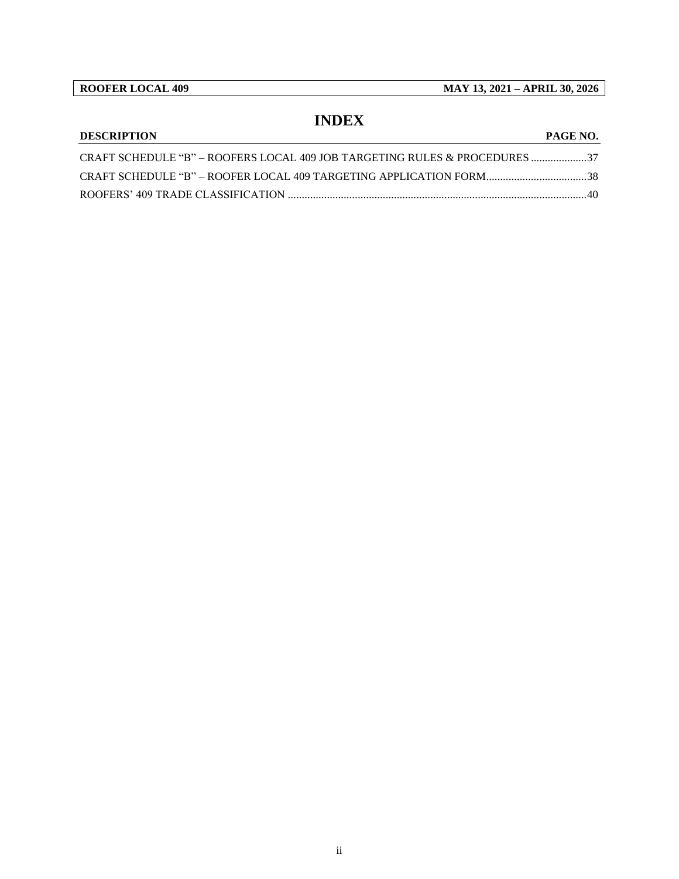# INDEX

| DESCRIPTION | PAGE NO. |
|---|---|
| CRAFT SCHEDULE "B" – ROOFERS LOCAL 409 JOB TARGETING RULES & PROCEDURES | 37 |
| CRAFT SCHEDULE "B" – ROOFER LOCAL 409 TARGETING APPLICATION FORM | 38 |
| ROOFERS' 409 TRADE CLASSIFICATION | 40 |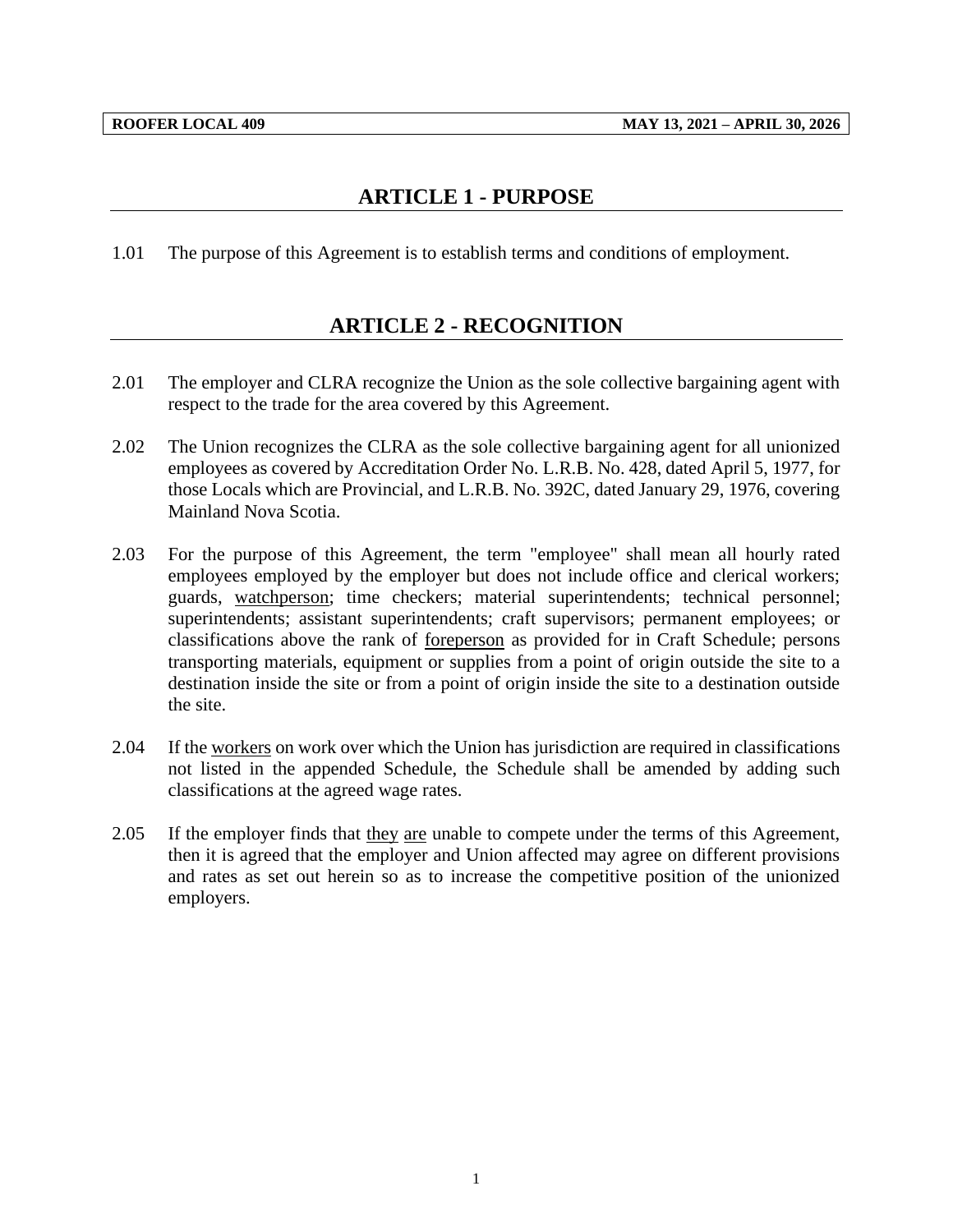## ARTICLE 1 - PURPOSE

1.01 The purpose of this Agreement is to establish terms and conditions of employment.

## ARTICLE 2 - RECOGNITION

2.01 The employer and CLRA recognize the Union as the sole collective bargaining agent with respect to the trade for the area covered by this Agreement.

2.02 The Union recognizes the CLRA as the sole collective bargaining agent for all unionized employees as covered by Accreditation Order No. L.R.B. No. 428, dated April 5, 1977, for those Locals which are Provincial, and L.R.B. No. 392C, dated January 29, 1976, covering Mainland Nova Scotia.

2.03 For the purpose of this Agreement, the term "employee" shall mean all hourly rated employees employed by the employer but does not include office and clerical workers; guards, watchperson; time checkers; material superintendents; technical personnel; superintendents; assistant superintendents; craft supervisors; permanent employees; or classifications above the rank of foreperson as provided for in Craft Schedule; persons transporting materials, equipment or supplies from a point of origin outside the site to a destination inside the site or from a point of origin inside the site to a destination outside the site.

2.04 If the workers on work over which the Union has jurisdiction are required in classifications not listed in the appended Schedule, the Schedule shall be amended by adding such classifications at the agreed wage rates.

2.05 If the employer finds that they are unable to compete under the terms of this Agreement, then it is agreed that the employer and Union affected may agree on different provisions and rates as set out herein so as to increase the competitive position of the unionized employers.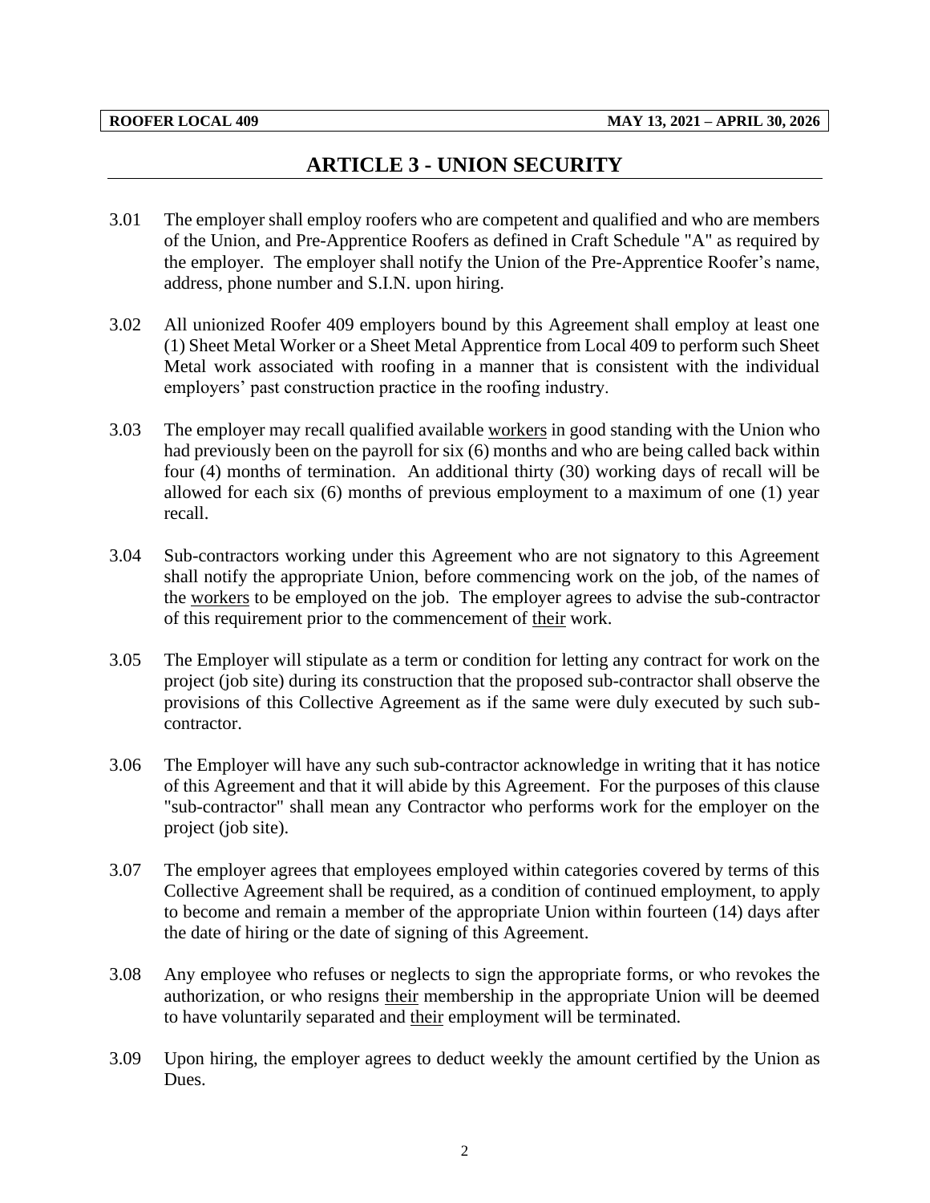# ARTICLE 3 - UNION SECURITY

3.01 The employer shall employ roofers who are competent and qualified and who are members of the Union, and Pre-Apprentice Roofers as defined in Craft Schedule "A" as required by the employer. The employer shall notify the Union of the Pre-Apprentice Roofer's name, address, phone number and S.I.N. upon hiring.

3.02 All unionized Roofer 409 employers bound by this Agreement shall employ at least one (1) Sheet Metal Worker or a Sheet Metal Apprentice from Local 409 to perform such Sheet Metal work associated with roofing in a manner that is consistent with the individual employers' past construction practice in the roofing industry.

3.03 The employer may recall qualified available <u>workers</u> in good standing with the Union who had previously been on the payroll for six (6) months and who are being called back within four (4) months of termination. An additional thirty (30) working days of recall will be allowed for each six (6) months of previous employment to a maximum of one (1) year recall.

3.04 Sub-contractors working under this Agreement who are not signatory to this Agreement shall notify the appropriate Union, before commencing work on the job, of the names of the <u>workers</u> to be employed on the job. The employer agrees to advise the sub-contractor of this requirement prior to the commencement of <u>their</u> work.

3.05 The Employer will stipulate as a term or condition for letting any contract for work on the project (job site) during its construction that the proposed sub-contractor shall observe the provisions of this Collective Agreement as if the same were duly executed by such sub-contractor.

3.06 The Employer will have any such sub-contractor acknowledge in writing that it has notice of this Agreement and that it will abide by this Agreement. For the purposes of this clause "sub-contractor" shall mean any Contractor who performs work for the employer on the project (job site).

3.07 The employer agrees that employees employed within categories covered by terms of this Collective Agreement shall be required, as a condition of continued employment, to apply to become and remain a member of the appropriate Union within fourteen (14) days after the date of hiring or the date of signing of this Agreement.

3.08 Any employee who refuses or neglects to sign the appropriate forms, or who revokes the authorization, or who resigns <u>their</u> membership in the appropriate Union will be deemed to have voluntarily separated and <u>their</u> employment will be terminated.

3.09 Upon hiring, the employer agrees to deduct weekly the amount certified by the Union as Dues.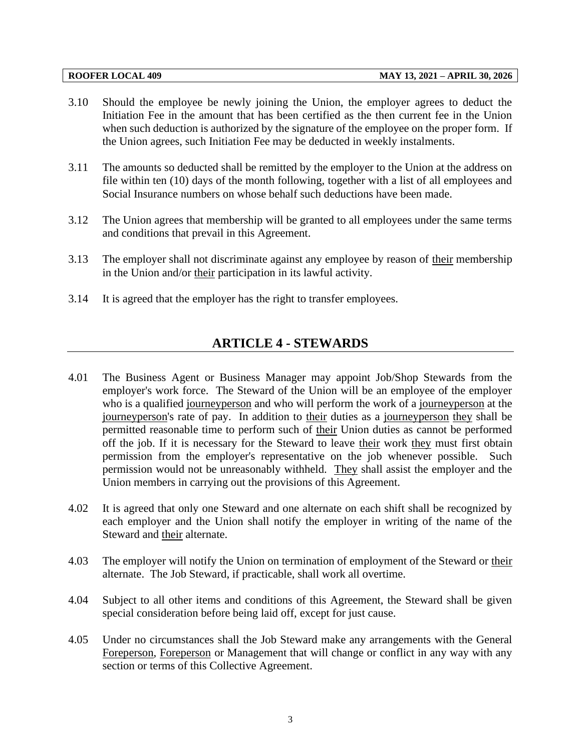3.10 Should the employee be newly joining the Union, the employer agrees to deduct the Initiation Fee in the amount that has been certified as the then current fee in the Union when such deduction is authorized by the signature of the employee on the proper form. If the Union agrees, such Initiation Fee may be deducted in weekly instalments.

3.11 The amounts so deducted shall be remitted by the employer to the Union at the address on file within ten (10) days of the month following, together with a list of all employees and Social Insurance numbers on whose behalf such deductions have been made.

3.12 The Union agrees that membership will be granted to all employees under the same terms and conditions that prevail in this Agreement.

3.13 The employer shall not discriminate against any employee by reason of their membership in the Union and/or their participation in its lawful activity.

3.14 It is agreed that the employer has the right to transfer employees.

## ARTICLE 4 - STEWARDS

4.01 The Business Agent or Business Manager may appoint Job/Shop Stewards from the employer's work force. The Steward of the Union will be an employee of the employer who is a qualified journeyperson and who will perform the work of a journeyperson at the journeyperson's rate of pay. In addition to their duties as a journeyperson they shall be permitted reasonable time to perform such of their Union duties as cannot be performed off the job. If it is necessary for the Steward to leave their work they must first obtain permission from the employer's representative on the job whenever possible. Such permission would not be unreasonably withheld. They shall assist the employer and the Union members in carrying out the provisions of this Agreement.

4.02 It is agreed that only one Steward and one alternate on each shift shall be recognized by each employer and the Union shall notify the employer in writing of the name of the Steward and their alternate.

4.03 The employer will notify the Union on termination of employment of the Steward or their alternate. The Job Steward, if practicable, shall work all overtime.

4.04 Subject to all other items and conditions of this Agreement, the Steward shall be given special consideration before being laid off, except for just cause.

4.05 Under no circumstances shall the Job Steward make any arrangements with the General Foreperson, Foreperson or Management that will change or conflict in any way with any section or terms of this Collective Agreement.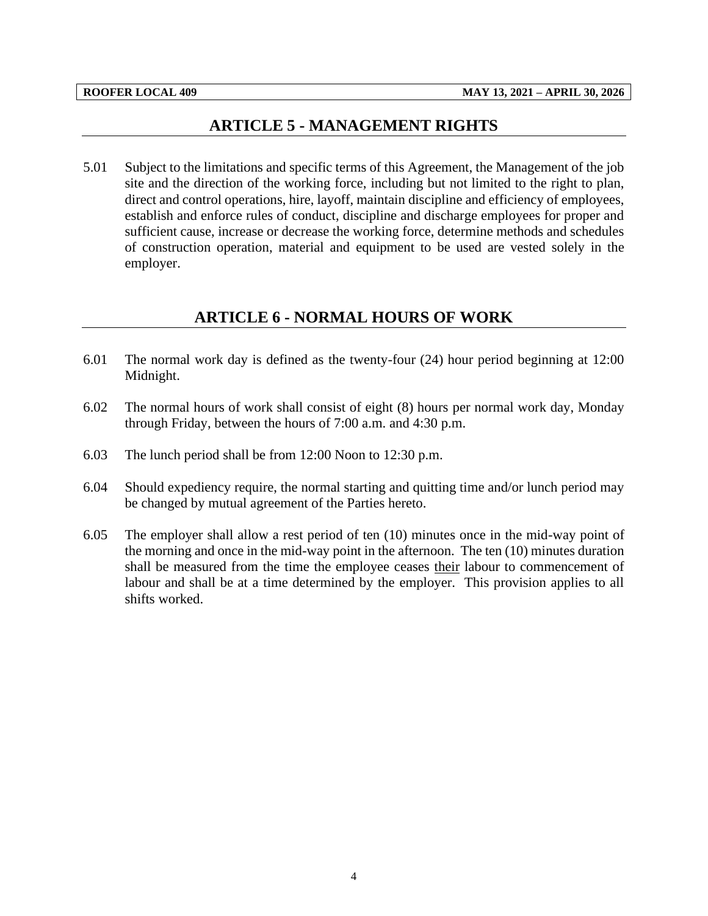## ARTICLE 5 - MANAGEMENT RIGHTS

5.01 Subject to the limitations and specific terms of this Agreement, the Management of the job site and the direction of the working force, including but not limited to the right to plan, direct and control operations, hire, layoff, maintain discipline and efficiency of employees, establish and enforce rules of conduct, discipline and discharge employees for proper and sufficient cause, increase or decrease the working force, determine methods and schedules of construction operation, material and equipment to be used are vested solely in the employer.

## ARTICLE 6 - NORMAL HOURS OF WORK

6.01 The normal work day is defined as the twenty-four (24) hour period beginning at 12:00 Midnight.

6.02 The normal hours of work shall consist of eight (8) hours per normal work day, Monday through Friday, between the hours of 7:00 a.m. and 4:30 p.m.

6.03 The lunch period shall be from 12:00 Noon to 12:30 p.m.

6.04 Should expediency require, the normal starting and quitting time and/or lunch period may be changed by mutual agreement of the Parties hereto.

6.05 The employer shall allow a rest period of ten (10) minutes once in the mid-way point of the morning and once in the mid-way point in the afternoon. The ten (10) minutes duration shall be measured from the time the employee ceases <u>their</u> labour to commencement of labour and shall be at a time determined by the employer. This provision applies to all shifts worked.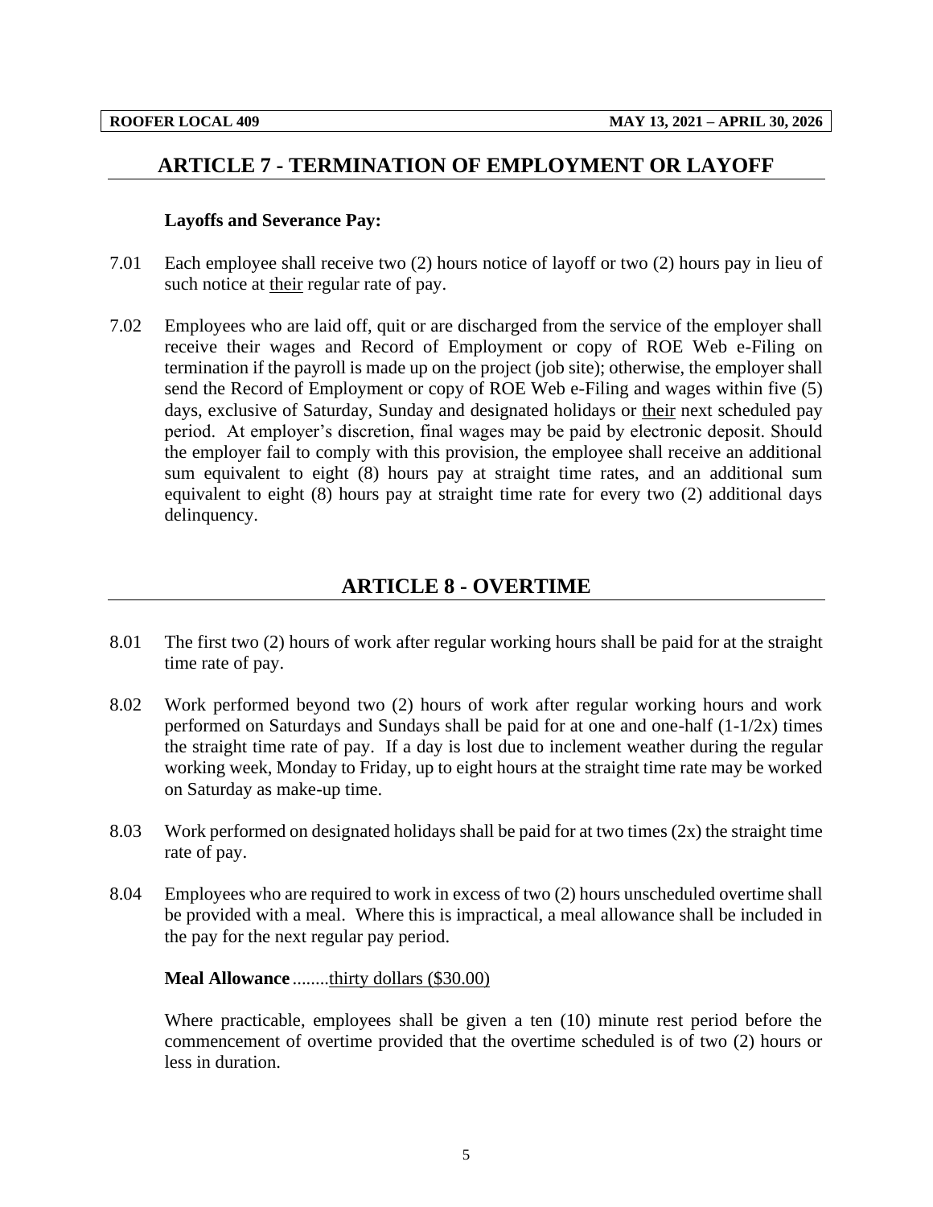## ARTICLE 7 - TERMINATION OF EMPLOYMENT OR LAYOFF

**Layoffs and Severance Pay:**

7.01 Each employee shall receive two (2) hours notice of layoff or two (2) hours pay in lieu of such notice at their regular rate of pay.

7.02 Employees who are laid off, quit or are discharged from the service of the employer shall receive their wages and Record of Employment or copy of ROE Web e-Filing on termination if the payroll is made up on the project (job site); otherwise, the employer shall send the Record of Employment or copy of ROE Web e-Filing and wages within five (5) days, exclusive of Saturday, Sunday and designated holidays or their next scheduled pay period. At employer's discretion, final wages may be paid by electronic deposit. Should the employer fail to comply with this provision, the employee shall receive an additional sum equivalent to eight (8) hours pay at straight time rates, and an additional sum equivalent to eight (8) hours pay at straight time rate for every two (2) additional days delinquency.

## ARTICLE 8 - OVERTIME

8.01 The first two (2) hours of work after regular working hours shall be paid for at the straight time rate of pay.

8.02 Work performed beyond two (2) hours of work after regular working hours and work performed on Saturdays and Sundays shall be paid for at one and one-half (1-1/2x) times the straight time rate of pay. If a day is lost due to inclement weather during the regular working week, Monday to Friday, up to eight hours at the straight time rate may be worked on Saturday as make-up time.

8.03 Work performed on designated holidays shall be paid for at two times (2x) the straight time rate of pay.

8.04 Employees who are required to work in excess of two (2) hours unscheduled overtime shall be provided with a meal. Where this is impractical, a meal allowance shall be included in the pay for the next regular pay period.

**Meal Allowance** ........thirty dollars ($30.00)

Where practicable, employees shall be given a ten (10) minute rest period before the commencement of overtime provided that the overtime scheduled is of two (2) hours or less in duration.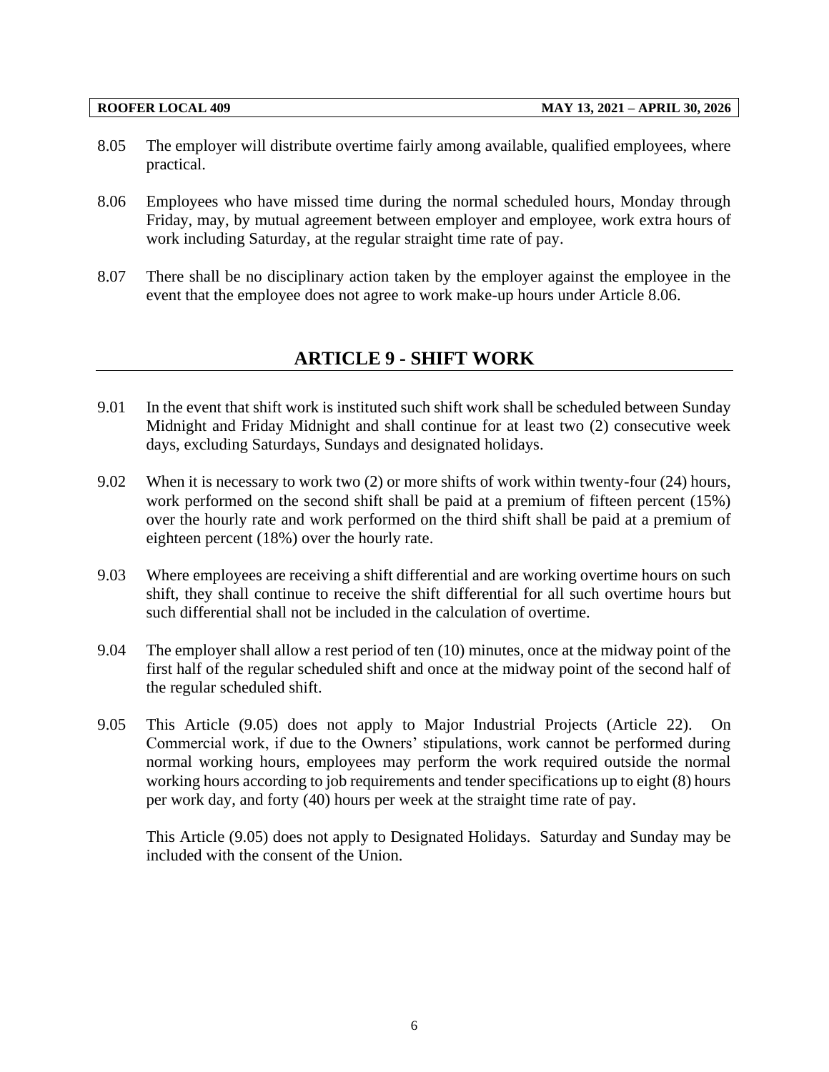8.05 The employer will distribute overtime fairly among available, qualified employees, where practical.

8.06 Employees who have missed time during the normal scheduled hours, Monday through Friday, may, by mutual agreement between employer and employee, work extra hours of work including Saturday, at the regular straight time rate of pay.

8.07 There shall be no disciplinary action taken by the employer against the employee in the event that the employee does not agree to work make-up hours under Article 8.06.

## ARTICLE 9 - SHIFT WORK

9.01 In the event that shift work is instituted such shift work shall be scheduled between Sunday Midnight and Friday Midnight and shall continue for at least two (2) consecutive week days, excluding Saturdays, Sundays and designated holidays.

9.02 When it is necessary to work two (2) or more shifts of work within twenty-four (24) hours, work performed on the second shift shall be paid at a premium of fifteen percent (15%) over the hourly rate and work performed on the third shift shall be paid at a premium of eighteen percent (18%) over the hourly rate.

9.03 Where employees are receiving a shift differential and are working overtime hours on such shift, they shall continue to receive the shift differential for all such overtime hours but such differential shall not be included in the calculation of overtime.

9.04 The employer shall allow a rest period of ten (10) minutes, once at the midway point of the first half of the regular scheduled shift and once at the midway point of the second half of the regular scheduled shift.

9.05 This Article (9.05) does not apply to Major Industrial Projects (Article 22). On Commercial work, if due to the Owners' stipulations, work cannot be performed during normal working hours, employees may perform the work required outside the normal working hours according to job requirements and tender specifications up to eight (8) hours per work day, and forty (40) hours per week at the straight time rate of pay.

This Article (9.05) does not apply to Designated Holidays. Saturday and Sunday may be included with the consent of the Union.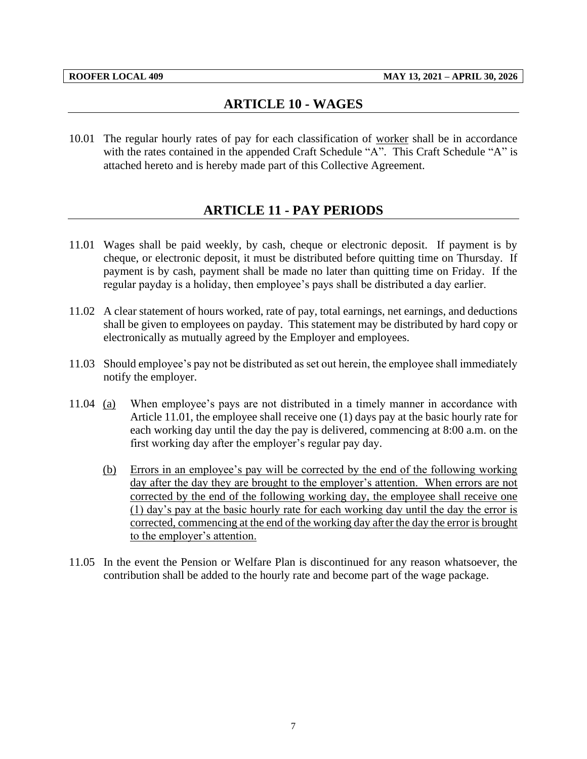## ARTICLE 10 - WAGES

10.01 The regular hourly rates of pay for each classification of worker shall be in accordance with the rates contained in the appended Craft Schedule "A". This Craft Schedule "A" is attached hereto and is hereby made part of this Collective Agreement.

## ARTICLE 11 - PAY PERIODS

11.01 Wages shall be paid weekly, by cash, cheque or electronic deposit. If payment is by cheque, or electronic deposit, it must be distributed before quitting time on Thursday. If payment is by cash, payment shall be made no later than quitting time on Friday. If the regular payday is a holiday, then employee's pays shall be distributed a day earlier.

11.02 A clear statement of hours worked, rate of pay, total earnings, net earnings, and deductions shall be given to employees on payday. This statement may be distributed by hard copy or electronically as mutually agreed by the Employer and employees.

11.03 Should employee's pay not be distributed as set out herein, the employee shall immediately notify the employer.

11.04 (a) When employee's pays are not distributed in a timely manner in accordance with Article 11.01, the employee shall receive one (1) days pay at the basic hourly rate for each working day until the day the pay is delivered, commencing at 8:00 a.m. on the first working day after the employer's regular pay day.

(b) Errors in an employee's pay will be corrected by the end of the following working day after the day they are brought to the employer's attention. When errors are not corrected by the end of the following working day, the employee shall receive one (1) day's pay at the basic hourly rate for each working day until the day the error is corrected, commencing at the end of the working day after the day the error is brought to the employer's attention.

11.05 In the event the Pension or Welfare Plan is discontinued for any reason whatsoever, the contribution shall be added to the hourly rate and become part of the wage package.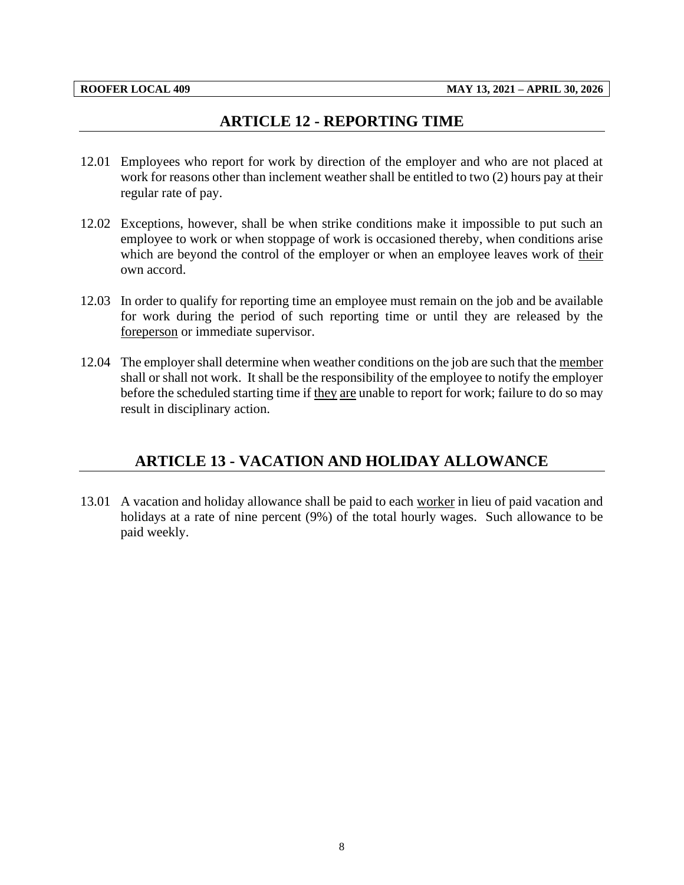## ARTICLE 12 - REPORTING TIME

12.01 Employees who report for work by direction of the employer and who are not placed at work for reasons other than inclement weather shall be entitled to two (2) hours pay at their regular rate of pay.

12.02 Exceptions, however, shall be when strike conditions make it impossible to put such an employee to work or when stoppage of work is occasioned thereby, when conditions arise which are beyond the control of the employer or when an employee leaves work of their own accord.

12.03 In order to qualify for reporting time an employee must remain on the job and be available for work during the period of such reporting time or until they are released by the foreperson or immediate supervisor.

12.04 The employer shall determine when weather conditions on the job are such that the member shall or shall not work. It shall be the responsibility of the employee to notify the employer before the scheduled starting time if they are unable to report for work; failure to do so may result in disciplinary action.

## ARTICLE 13 - VACATION AND HOLIDAY ALLOWANCE

13.01 A vacation and holiday allowance shall be paid to each worker in lieu of paid vacation and holidays at a rate of nine percent (9%) of the total hourly wages. Such allowance to be paid weekly.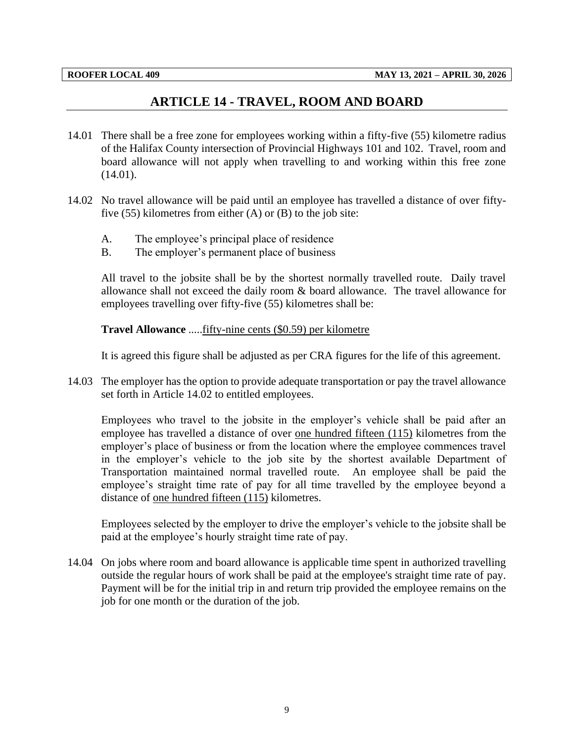# ARTICLE 14 - TRAVEL, ROOM AND BOARD

14.01 There shall be a free zone for employees working within a fifty-five (55) kilometre radius of the Halifax County intersection of Provincial Highways 101 and 102. Travel, room and board allowance will not apply when travelling to and working within this free zone (14.01).

14.02 No travel allowance will be paid until an employee has travelled a distance of over fifty-five (55) kilometres from either (A) or (B) to the job site:

A. The employee's principal place of residence
B. The employer's permanent place of business

All travel to the jobsite shall be by the shortest normally travelled route. Daily travel allowance shall not exceed the daily room & board allowance. The travel allowance for employees travelling over fifty-five (55) kilometres shall be:

**Travel Allowance** .....<u>fifty-nine cents ($0.59) per kilometre</u>

It is agreed this figure shall be adjusted as per CRA figures for the life of this agreement.

14.03 The employer has the option to provide adequate transportation or pay the travel allowance set forth in Article 14.02 to entitled employees.

Employees who travel to the jobsite in the employer's vehicle shall be paid after an employee has travelled a distance of over <u>one hundred fifteen (115)</u> kilometres from the employer's place of business or from the location where the employee commences travel in the employer's vehicle to the job site by the shortest available Department of Transportation maintained normal travelled route. An employee shall be paid the employee's straight time rate of pay for all time travelled by the employee beyond a distance of <u>one hundred fifteen (115)</u> kilometres.

Employees selected by the employer to drive the employer's vehicle to the jobsite shall be paid at the employee's hourly straight time rate of pay.

14.04 On jobs where room and board allowance is applicable time spent in authorized travelling outside the regular hours of work shall be paid at the employee's straight time rate of pay. Payment will be for the initial trip in and return trip provided the employee remains on the job for one month or the duration of the job.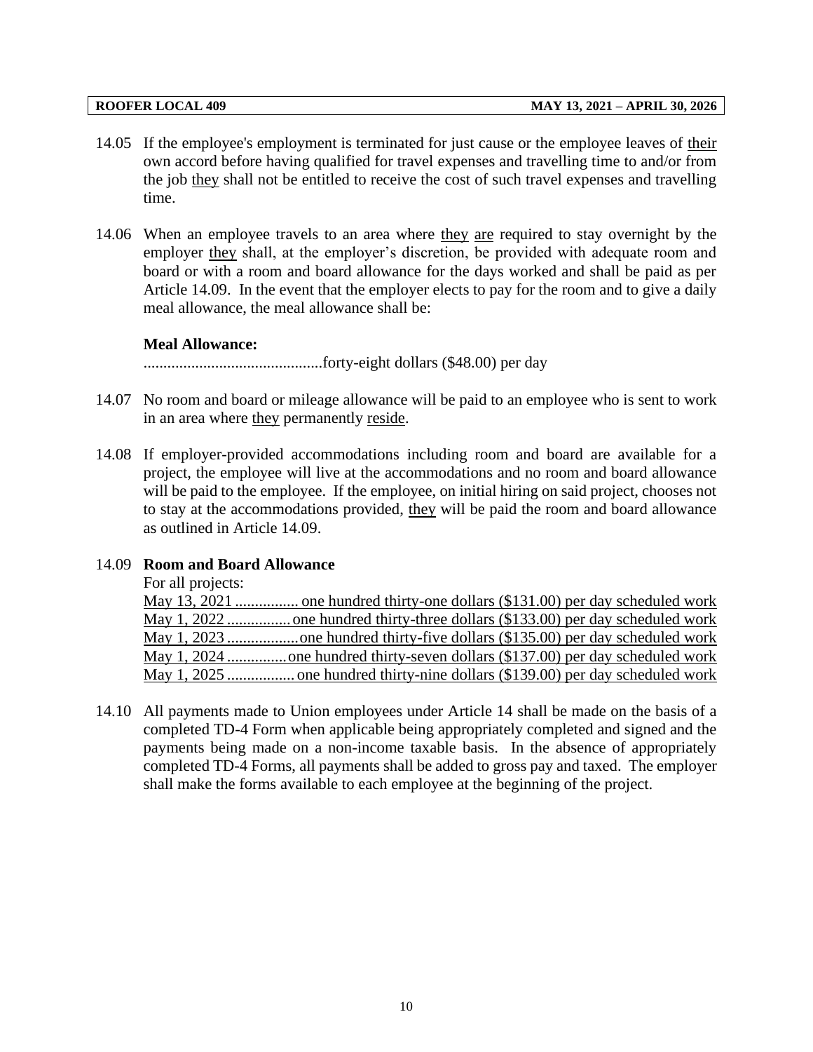14.05 If the employee's employment is terminated for just cause or the employee leaves of their own accord before having qualified for travel expenses and travelling time to and/or from the job they shall not be entitled to receive the cost of such travel expenses and travelling time.

14.06 When an employee travels to an area where they are required to stay overnight by the employer they shall, at the employer's discretion, be provided with adequate room and board or with a room and board allowance for the days worked and shall be paid as per Article 14.09. In the event that the employer elects to pay for the room and to give a daily meal allowance, the meal allowance shall be:

**Meal Allowance:**

.............................................forty-eight dollars ($48.00) per day

14.07 No room and board or mileage allowance will be paid to an employee who is sent to work in an area where they permanently reside.

14.08 If employer-provided accommodations including room and board are available for a project, the employee will live at the accommodations and no room and board allowance will be paid to the employee. If the employee, on initial hiring on said project, chooses not to stay at the accommodations provided, they will be paid the room and board allowance as outlined in Article 14.09.

14.09 **Room and Board Allowance**

For all projects:

May 13, 2021 ................ one hundred thirty-one dollars ($131.00) per day scheduled work
May 1, 2022 ................ one hundred thirty-three dollars ($133.00) per day scheduled work
May 1, 2023 .................. one hundred thirty-five dollars ($135.00) per day scheduled work
May 1, 2024 ............... one hundred thirty-seven dollars ($137.00) per day scheduled work
May 1, 2025 ................. one hundred thirty-nine dollars ($139.00) per day scheduled work

14.10 All payments made to Union employees under Article 14 shall be made on the basis of a completed TD-4 Form when applicable being appropriately completed and signed and the payments being made on a non-income taxable basis. In the absence of appropriately completed TD-4 Forms, all payments shall be added to gross pay and taxed. The employer shall make the forms available to each employee at the beginning of the project.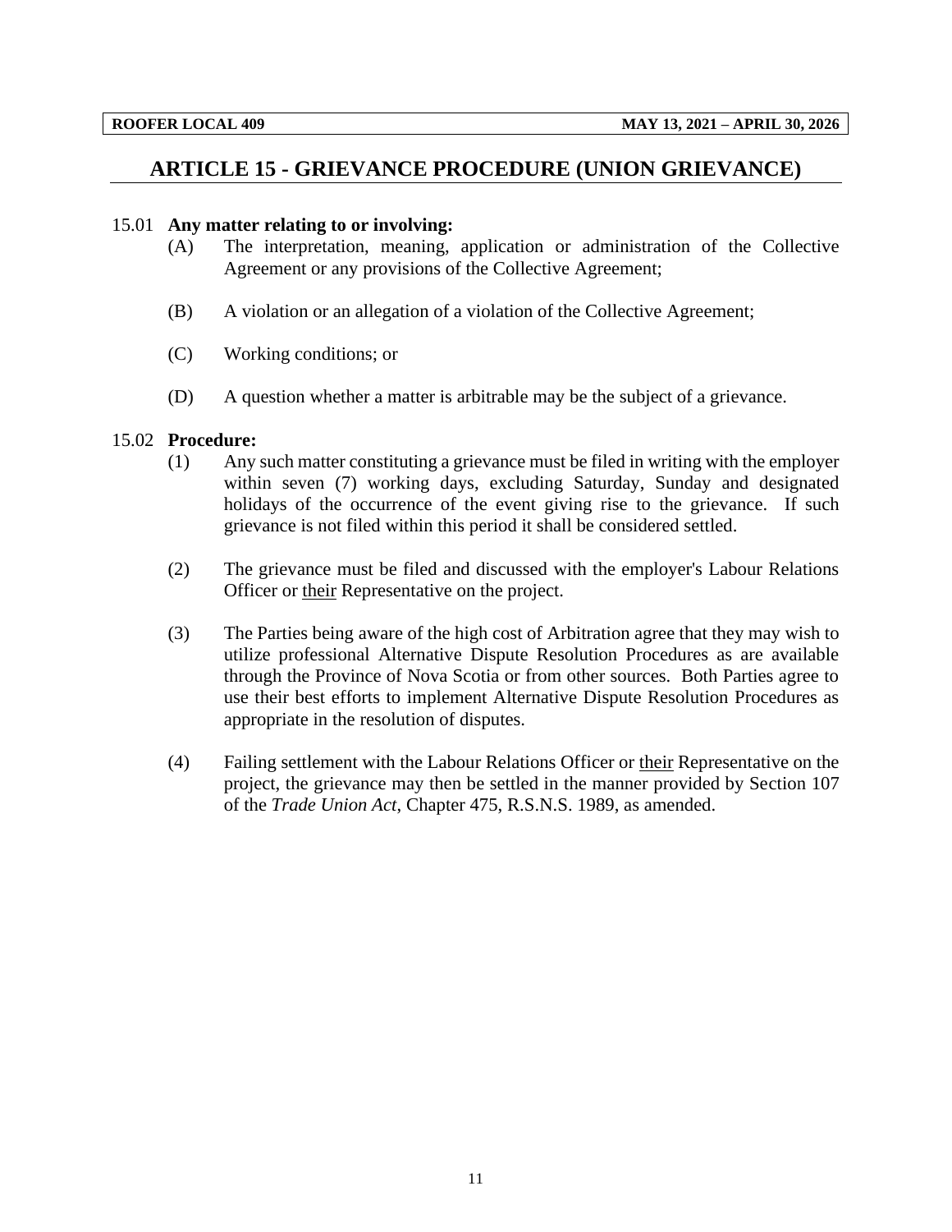# ARTICLE 15 - GRIEVANCE PROCEDURE (UNION GRIEVANCE)

15.01 **Any matter relating to or involving:**

(A) The interpretation, meaning, application or administration of the Collective Agreement or any provisions of the Collective Agreement;

(B) A violation or an allegation of a violation of the Collective Agreement;

(C) Working conditions; or

(D) A question whether a matter is arbitrable may be the subject of a grievance.

15.02 **Procedure:**

(1) Any such matter constituting a grievance must be filed in writing with the employer within seven (7) working days, excluding Saturday, Sunday and designated holidays of the occurrence of the event giving rise to the grievance. If such grievance is not filed within this period it shall be considered settled.

(2) The grievance must be filed and discussed with the employer's Labour Relations Officer or <u>their</u> Representative on the project.

(3) The Parties being aware of the high cost of Arbitration agree that they may wish to utilize professional Alternative Dispute Resolution Procedures as are available through the Province of Nova Scotia or from other sources. Both Parties agree to use their best efforts to implement Alternative Dispute Resolution Procedures as appropriate in the resolution of disputes.

(4) Failing settlement with the Labour Relations Officer or <u>their</u> Representative on the project, the grievance may then be settled in the manner provided by Section 107 of the *Trade Union Act*, Chapter 475, R.S.N.S. 1989, as amended.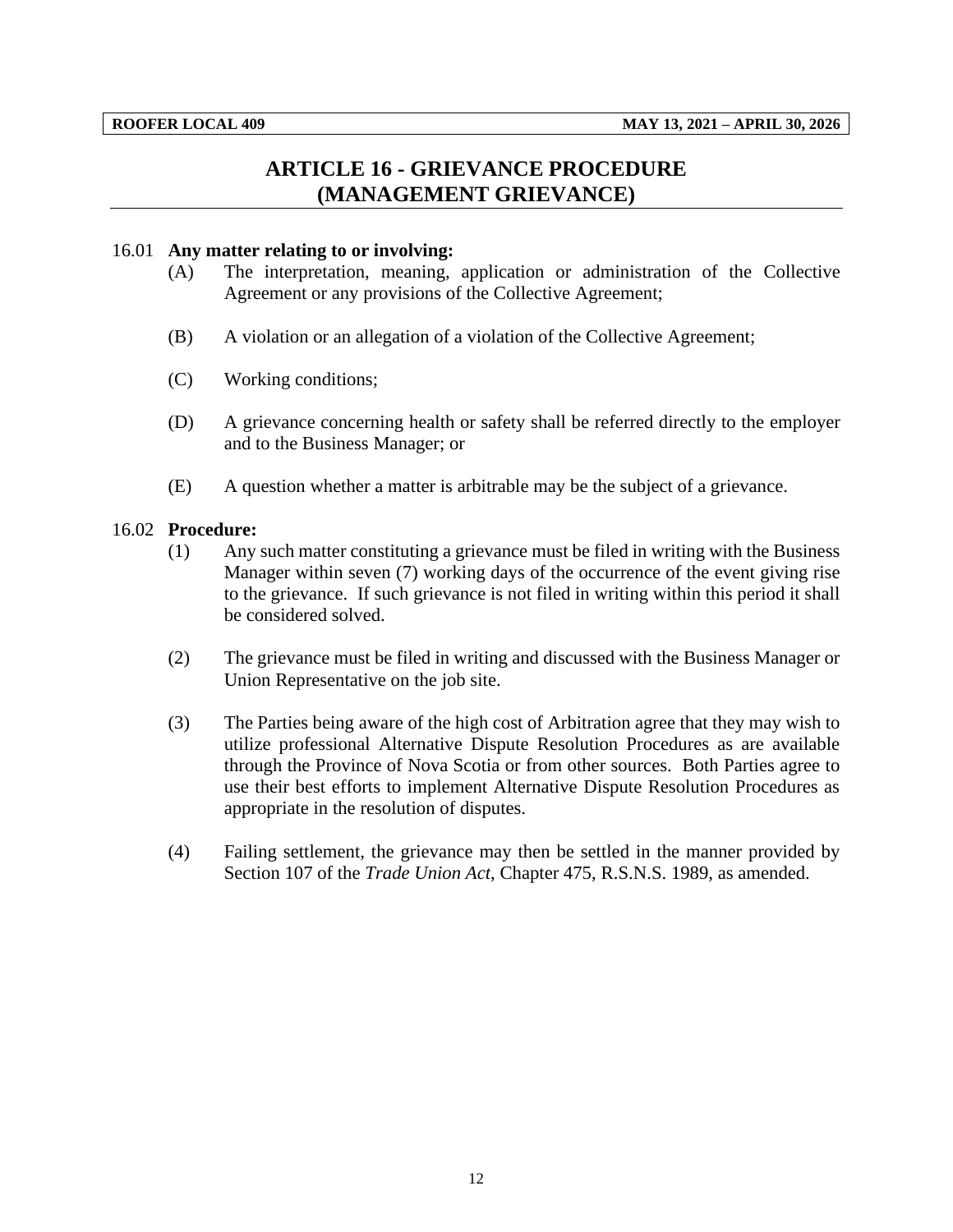# ARTICLE 16 - GRIEVANCE PROCEDURE (MANAGEMENT GRIEVANCE)

16.01 **Any matter relating to or involving:**

(A) The interpretation, meaning, application or administration of the Collective Agreement or any provisions of the Collective Agreement;

(B) A violation or an allegation of a violation of the Collective Agreement;

(C) Working conditions;

(D) A grievance concerning health or safety shall be referred directly to the employer and to the Business Manager; or

(E) A question whether a matter is arbitrable may be the subject of a grievance.

16.02 **Procedure:**

(1) Any such matter constituting a grievance must be filed in writing with the Business Manager within seven (7) working days of the occurrence of the event giving rise to the grievance. If such grievance is not filed in writing within this period it shall be considered solved.

(2) The grievance must be filed in writing and discussed with the Business Manager or Union Representative on the job site.

(3) The Parties being aware of the high cost of Arbitration agree that they may wish to utilize professional Alternative Dispute Resolution Procedures as are available through the Province of Nova Scotia or from other sources. Both Parties agree to use their best efforts to implement Alternative Dispute Resolution Procedures as appropriate in the resolution of disputes.

(4) Failing settlement, the grievance may then be settled in the manner provided by Section 107 of the *Trade Union Act*, Chapter 475, R.S.N.S. 1989, as amended.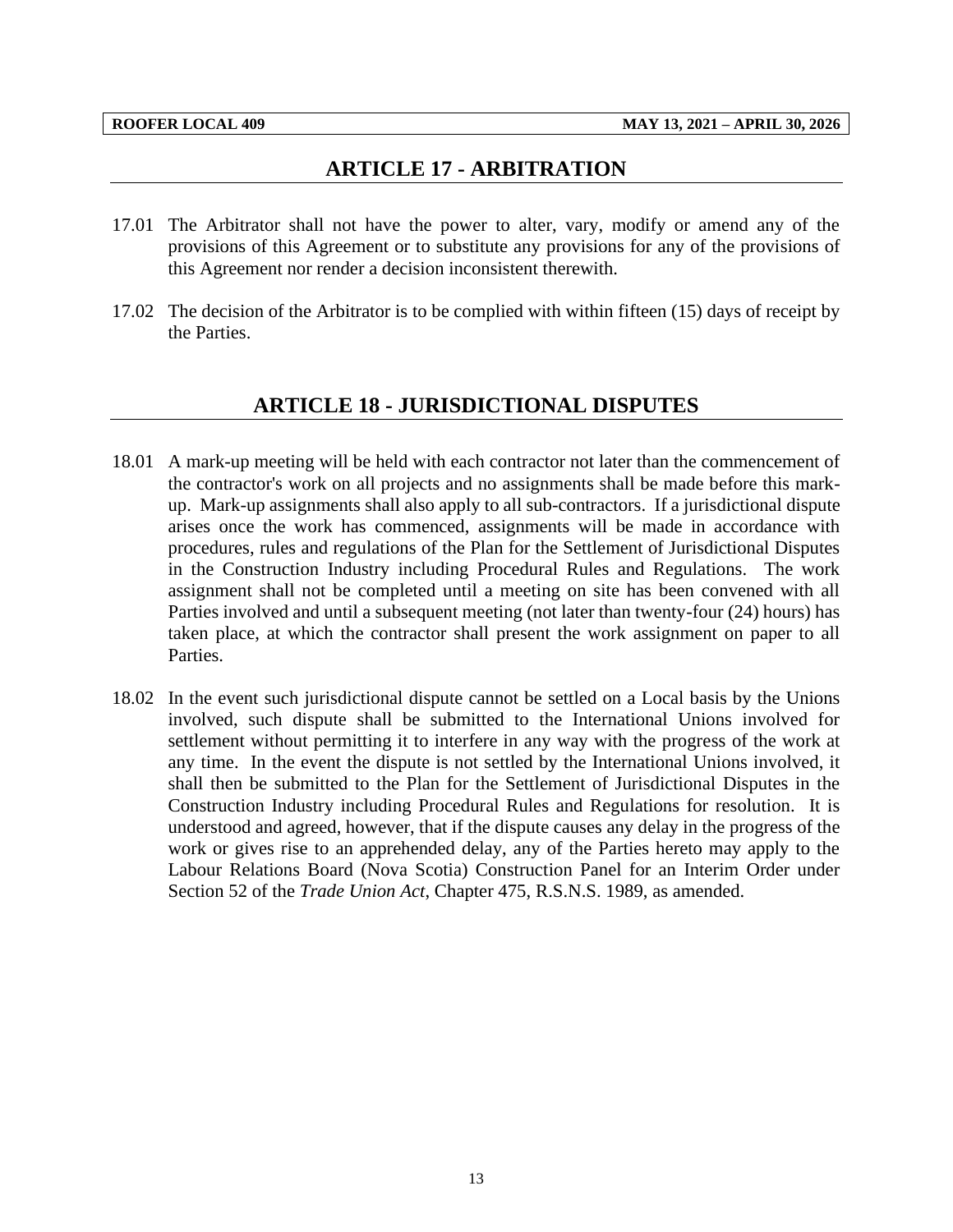## ARTICLE 17 - ARBITRATION

17.01 The Arbitrator shall not have the power to alter, vary, modify or amend any of the provisions of this Agreement or to substitute any provisions for any of the provisions of this Agreement nor render a decision inconsistent therewith.

17.02 The decision of the Arbitrator is to be complied with within fifteen (15) days of receipt by the Parties.

## ARTICLE 18 - JURISDICTIONAL DISPUTES

18.01 A mark-up meeting will be held with each contractor not later than the commencement of the contractor's work on all projects and no assignments shall be made before this mark-up. Mark-up assignments shall also apply to all sub-contractors. If a jurisdictional dispute arises once the work has commenced, assignments will be made in accordance with procedures, rules and regulations of the Plan for the Settlement of Jurisdictional Disputes in the Construction Industry including Procedural Rules and Regulations. The work assignment shall not be completed until a meeting on site has been convened with all Parties involved and until a subsequent meeting (not later than twenty-four (24) hours) has taken place, at which the contractor shall present the work assignment on paper to all Parties.

18.02 In the event such jurisdictional dispute cannot be settled on a Local basis by the Unions involved, such dispute shall be submitted to the International Unions involved for settlement without permitting it to interfere in any way with the progress of the work at any time. In the event the dispute is not settled by the International Unions involved, it shall then be submitted to the Plan for the Settlement of Jurisdictional Disputes in the Construction Industry including Procedural Rules and Regulations for resolution. It is understood and agreed, however, that if the dispute causes any delay in the progress of the work or gives rise to an apprehended delay, any of the Parties hereto may apply to the Labour Relations Board (Nova Scotia) Construction Panel for an Interim Order under Section 52 of the *Trade Union Act*, Chapter 475, R.S.N.S. 1989, as amended.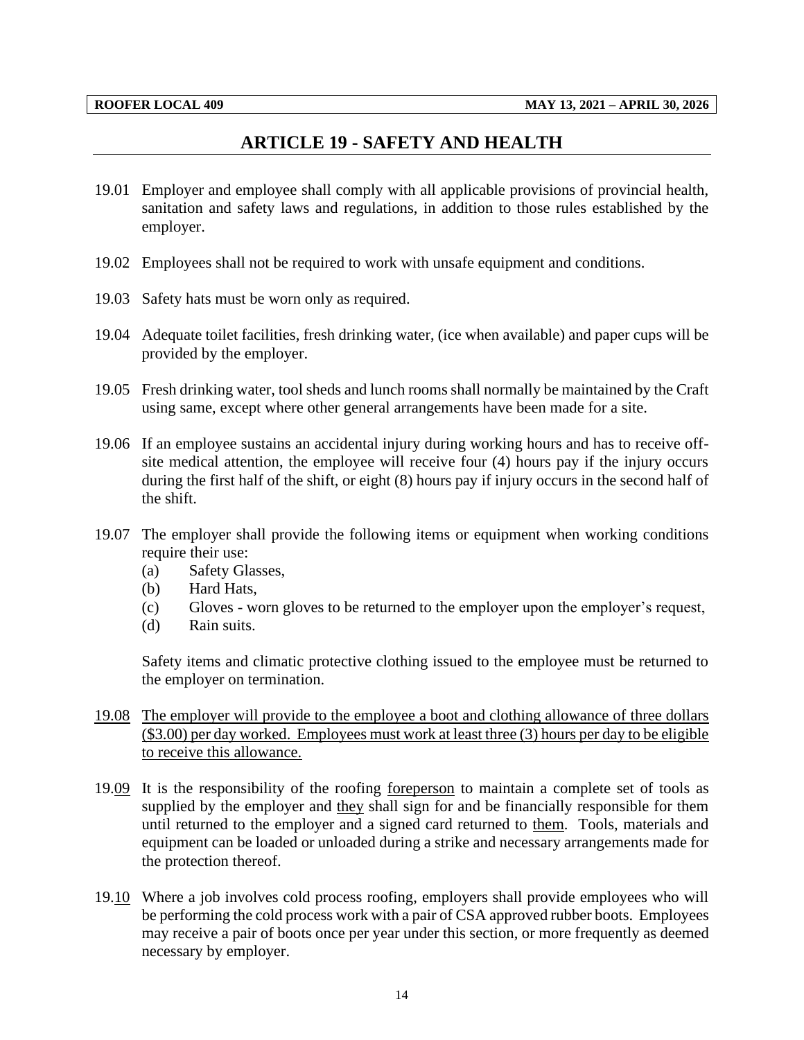# ARTICLE 19 - SAFETY AND HEALTH

19.01 Employer and employee shall comply with all applicable provisions of provincial health, sanitation and safety laws and regulations, in addition to those rules established by the employer.

19.02 Employees shall not be required to work with unsafe equipment and conditions.

19.03 Safety hats must be worn only as required.

19.04 Adequate toilet facilities, fresh drinking water, (ice when available) and paper cups will be provided by the employer.

19.05 Fresh drinking water, tool sheds and lunch rooms shall normally be maintained by the Craft using same, except where other general arrangements have been made for a site.

19.06 If an employee sustains an accidental injury during working hours and has to receive off-site medical attention, the employee will receive four (4) hours pay if the injury occurs during the first half of the shift, or eight (8) hours pay if injury occurs in the second half of the shift.

19.07 The employer shall provide the following items or equipment when working conditions require their use:

- (a) Safety Glasses,
- (b) Hard Hats,
- (c) Gloves - worn gloves to be returned to the employer upon the employer's request,
- (d) Rain suits.

Safety items and climatic protective clothing issued to the employee must be returned to the employer on termination.

19.08 The employer will provide to the employee a boot and clothing allowance of three dollars ($3.00) per day worked. Employees must work at least three (3) hours per day to be eligible to receive this allowance.

19.09 It is the responsibility of the roofing foreperson to maintain a complete set of tools as supplied by the employer and they shall sign for and be financially responsible for them until returned to the employer and a signed card returned to them. Tools, materials and equipment can be loaded or unloaded during a strike and necessary arrangements made for the protection thereof.

19.10 Where a job involves cold process roofing, employers shall provide employees who will be performing the cold process work with a pair of CSA approved rubber boots. Employees may receive a pair of boots once per year under this section, or more frequently as deemed necessary by employer.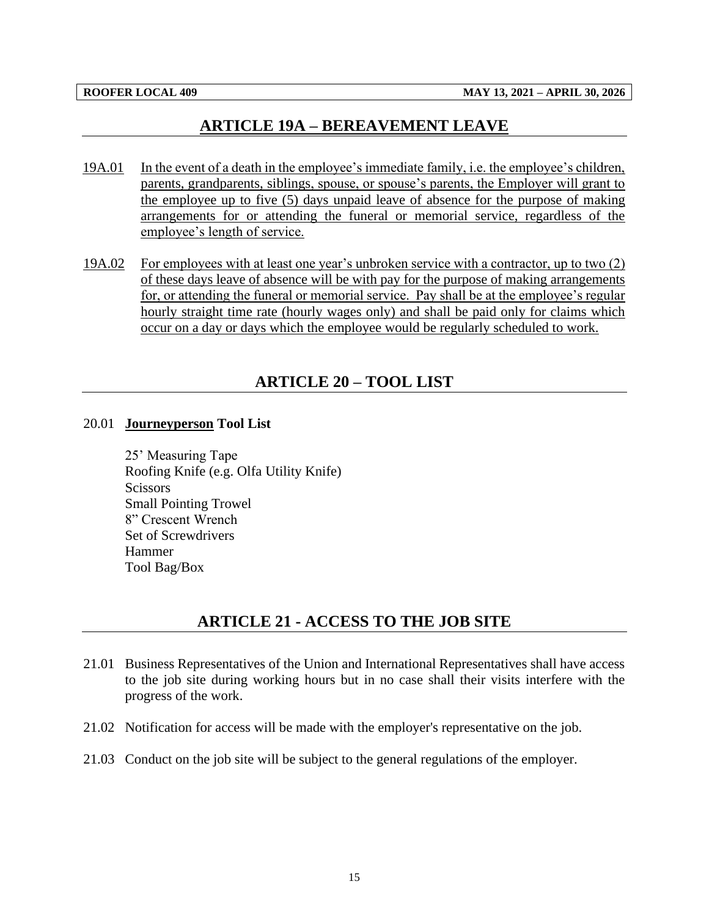## ARTICLE 19A – BEREAVEMENT LEAVE

19A.01 In the event of a death in the employee's immediate family, i.e. the employee's children, parents, grandparents, siblings, spouse, or spouse's parents, the Employer will grant to the employee up to five (5) days unpaid leave of absence for the purpose of making arrangements for or attending the funeral or memorial service, regardless of the employee's length of service.

19A.02 For employees with at least one year's unbroken service with a contractor, up to two (2) of these days leave of absence will be with pay for the purpose of making arrangements for, or attending the funeral or memorial service. Pay shall be at the employee's regular hourly straight time rate (hourly wages only) and shall be paid only for claims which occur on a day or days which the employee would be regularly scheduled to work.

## ARTICLE 20 – TOOL LIST

20.01 **Journeyperson Tool List**

25' Measuring Tape
Roofing Knife (e.g. Olfa Utility Knife)
Scissors
Small Pointing Trowel
8" Crescent Wrench
Set of Screwdrivers
Hammer
Tool Bag/Box

## ARTICLE 21 - ACCESS TO THE JOB SITE

21.01 Business Representatives of the Union and International Representatives shall have access to the job site during working hours but in no case shall their visits interfere with the progress of the work.

21.02 Notification for access will be made with the employer's representative on the job.

21.03 Conduct on the job site will be subject to the general regulations of the employer.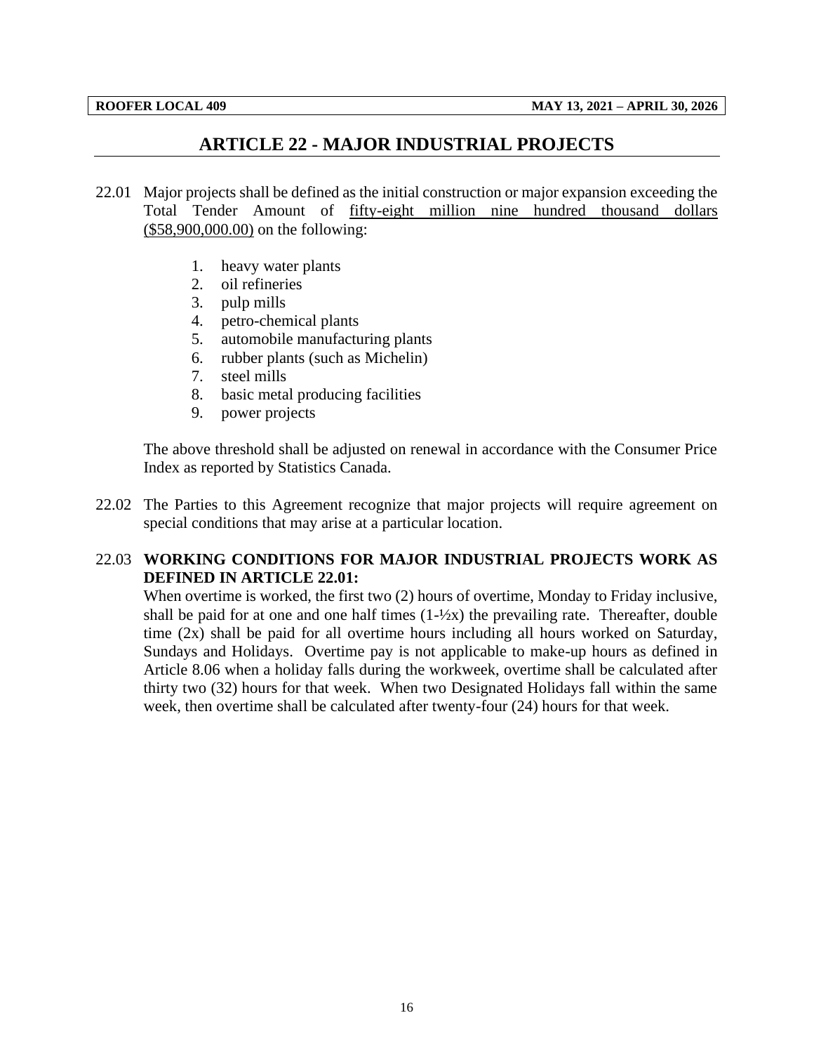## ARTICLE 22 - MAJOR INDUSTRIAL PROJECTS

22.01 Major projects shall be defined as the initial construction or major expansion exceeding the Total Tender Amount of <u>fifty-eight million nine hundred thousand dollars ($58,900,000.00)</u> on the following:

1. heavy water plants
2. oil refineries
3. pulp mills
4. petro-chemical plants
5. automobile manufacturing plants
6. rubber plants (such as Michelin)
7. steel mills
8. basic metal producing facilities
9. power projects

The above threshold shall be adjusted on renewal in accordance with the Consumer Price Index as reported by Statistics Canada.

22.02 The Parties to this Agreement recognize that major projects will require agreement on special conditions that may arise at a particular location.

22.03 **WORKING CONDITIONS FOR MAJOR INDUSTRIAL PROJECTS WORK AS DEFINED IN ARTICLE 22.01:**
When overtime is worked, the first two (2) hours of overtime, Monday to Friday inclusive, shall be paid for at one and one half times (1-½x) the prevailing rate. Thereafter, double time (2x) shall be paid for all overtime hours including all hours worked on Saturday, Sundays and Holidays. Overtime pay is not applicable to make-up hours as defined in Article 8.06 when a holiday falls during the workweek, overtime shall be calculated after thirty two (32) hours for that week. When two Designated Holidays fall within the same week, then overtime shall be calculated after twenty-four (24) hours for that week.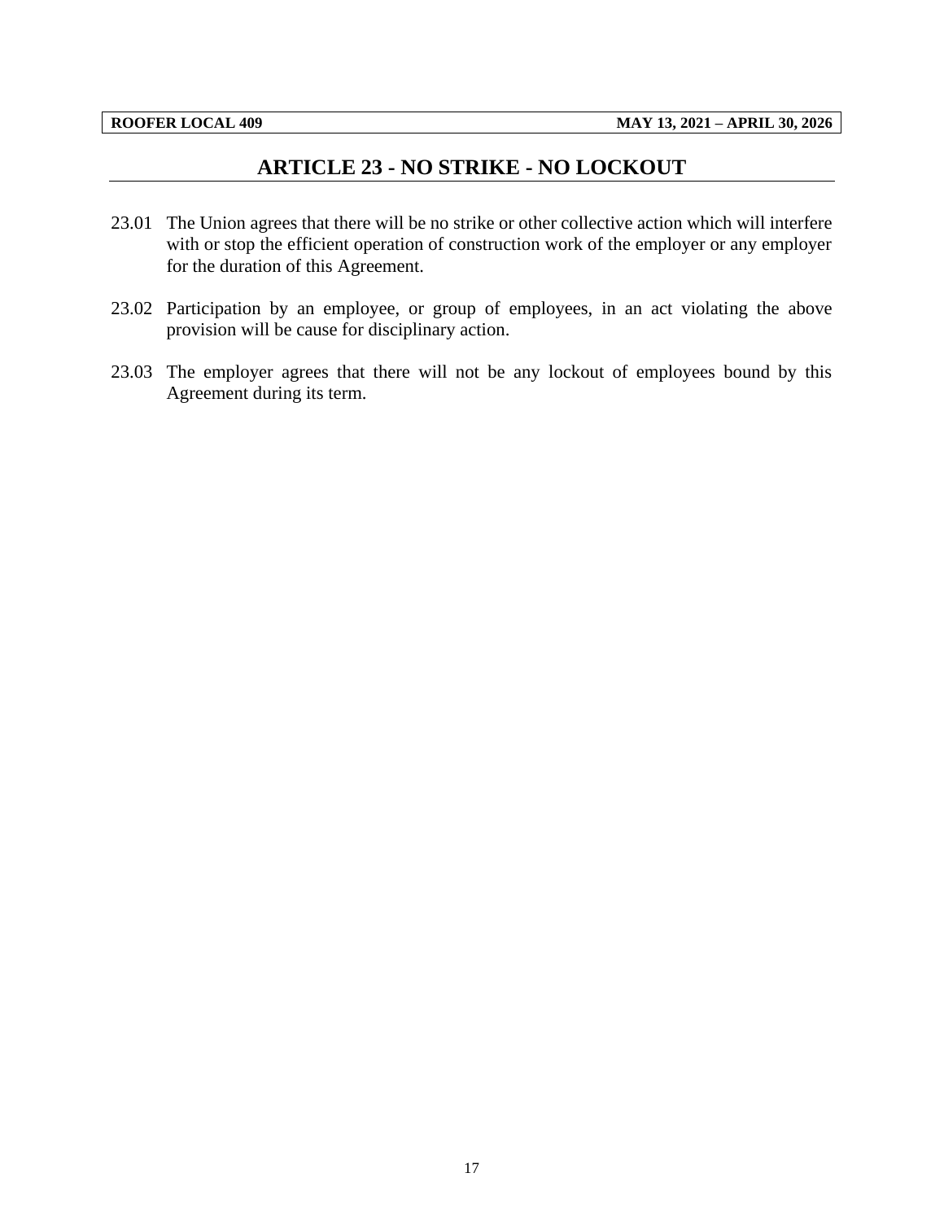## ARTICLE 23 - NO STRIKE - NO LOCKOUT

23.01 The Union agrees that there will be no strike or other collective action which will interfere with or stop the efficient operation of construction work of the employer or any employer for the duration of this Agreement.

23.02 Participation by an employee, or group of employees, in an act violating the above provision will be cause for disciplinary action.

23.03 The employer agrees that there will not be any lockout of employees bound by this Agreement during its term.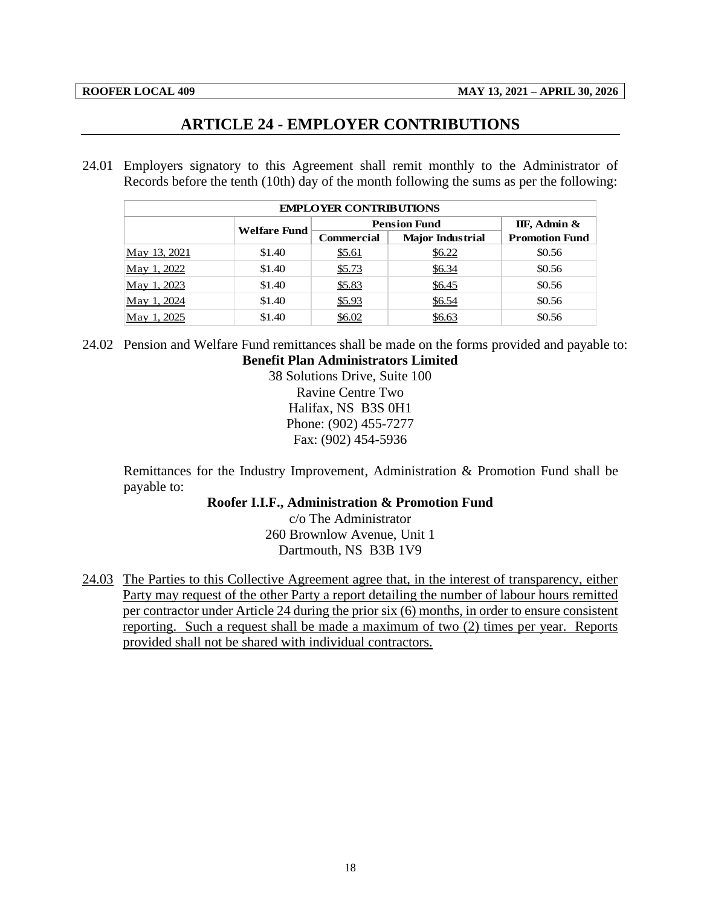# ARTICLE 24 - EMPLOYER CONTRIBUTIONS

24.01 Employers signatory to this Agreement shall remit monthly to the Administrator of Records before the tenth (10th) day of the month following the sums as per the following:

| EMPLOYER CONTRIBUTIONS | | | | |
|---|---|---|---|---|
| | Welfare Fund | Pension Fund | | IIF, Admin & |
| | | Commercial | Major Industrial | Promotion Fund |
| May 13, 2021 | \$1.40 | \$5.61 | \$6.22 | \$0.56 |
| May 1, 2022 | \$1.40 | \$5.73 | \$6.34 | \$0.56 |
| May 1, 2023 | \$1.40 | \$5.83 | \$6.45 | \$0.56 |
| May 1, 2024 | \$1.40 | \$5.93 | \$6.54 | \$0.56 |
| May 1, 2025 | \$1.40 | \$6.02 | \$6.63 | \$0.56 |

24.02 Pension and Welfare Fund remittances shall be made on the forms provided and payable to:

**Benefit Plan Administrators Limited**
38 Solutions Drive, Suite 100
Ravine Centre Two
Halifax, NS B3S 0H1
Phone: (902) 455-7277
Fax: (902) 454-5936

Remittances for the Industry Improvement, Administration & Promotion Fund shall be payable to:

**Roofer I.I.F., Administration & Promotion Fund**
c/o The Administrator
260 Brownlow Avenue, Unit 1
Dartmouth, NS B3B 1V9

24.03 The Parties to this Collective Agreement agree that, in the interest of transparency, either Party may request of the other Party a report detailing the number of labour hours remitted per contractor under Article 24 during the prior six (6) months, in order to ensure consistent reporting. Such a request shall be made a maximum of two (2) times per year. Reports provided shall not be shared with individual contractors.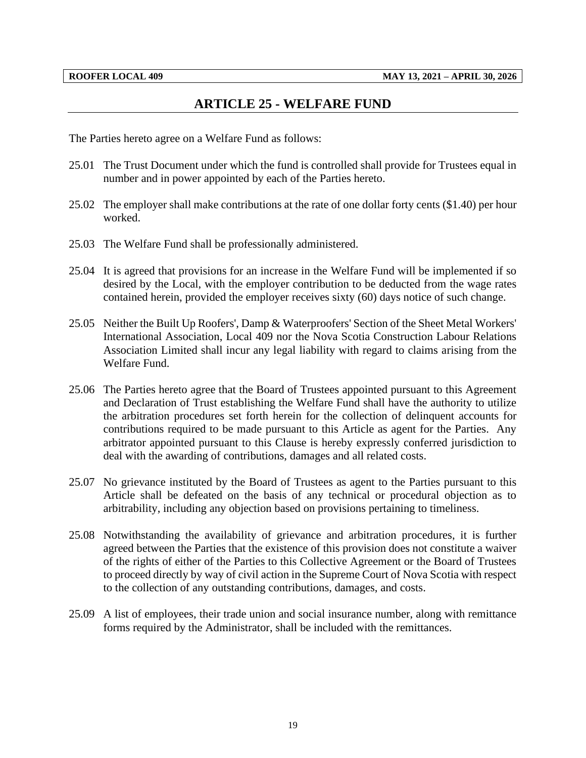# ARTICLE 25 - WELFARE FUND

The Parties hereto agree on a Welfare Fund as follows:

25.01 The Trust Document under which the fund is controlled shall provide for Trustees equal in number and in power appointed by each of the Parties hereto.

25.02 The employer shall make contributions at the rate of one dollar forty cents ($1.40) per hour worked.

25.03 The Welfare Fund shall be professionally administered.

25.04 It is agreed that provisions for an increase in the Welfare Fund will be implemented if so desired by the Local, with the employer contribution to be deducted from the wage rates contained herein, provided the employer receives sixty (60) days notice of such change.

25.05 Neither the Built Up Roofers', Damp & Waterproofers' Section of the Sheet Metal Workers' International Association, Local 409 nor the Nova Scotia Construction Labour Relations Association Limited shall incur any legal liability with regard to claims arising from the Welfare Fund.

25.06 The Parties hereto agree that the Board of Trustees appointed pursuant to this Agreement and Declaration of Trust establishing the Welfare Fund shall have the authority to utilize the arbitration procedures set forth herein for the collection of delinquent accounts for contributions required to be made pursuant to this Article as agent for the Parties. Any arbitrator appointed pursuant to this Clause is hereby expressly conferred jurisdiction to deal with the awarding of contributions, damages and all related costs.

25.07 No grievance instituted by the Board of Trustees as agent to the Parties pursuant to this Article shall be defeated on the basis of any technical or procedural objection as to arbitrability, including any objection based on provisions pertaining to timeliness.

25.08 Notwithstanding the availability of grievance and arbitration procedures, it is further agreed between the Parties that the existence of this provision does not constitute a waiver of the rights of either of the Parties to this Collective Agreement or the Board of Trustees to proceed directly by way of civil action in the Supreme Court of Nova Scotia with respect to the collection of any outstanding contributions, damages, and costs.

25.09 A list of employees, their trade union and social insurance number, along with remittance forms required by the Administrator, shall be included with the remittances.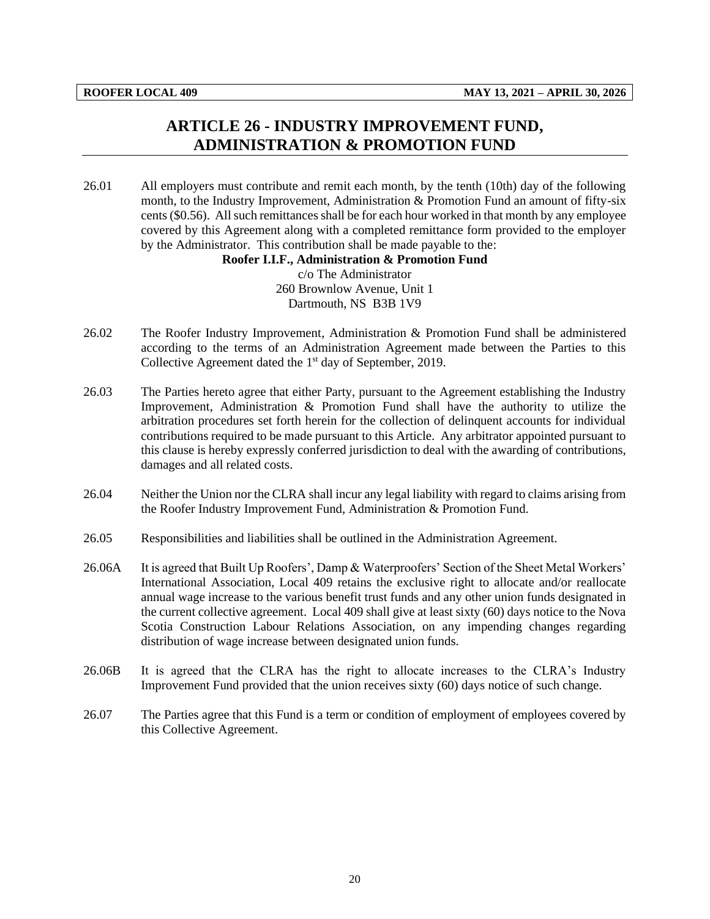# ARTICLE 26 - INDUSTRY IMPROVEMENT FUND, ADMINISTRATION & PROMOTION FUND

26.01 All employers must contribute and remit each month, by the tenth (10th) day of the following month, to the Industry Improvement, Administration & Promotion Fund an amount of fifty-six cents ($0.56). All such remittances shall be for each hour worked in that month by any employee covered by this Agreement along with a completed remittance form provided to the employer by the Administrator. This contribution shall be made payable to the:

**Roofer I.I.F., Administration & Promotion Fund**
c/o The Administrator
260 Brownlow Avenue, Unit 1
Dartmouth, NS B3B 1V9

26.02 The Roofer Industry Improvement, Administration & Promotion Fund shall be administered according to the terms of an Administration Agreement made between the Parties to this Collective Agreement dated the 1st day of September, 2019.

26.03 The Parties hereto agree that either Party, pursuant to the Agreement establishing the Industry Improvement, Administration & Promotion Fund shall have the authority to utilize the arbitration procedures set forth herein for the collection of delinquent accounts for individual contributions required to be made pursuant to this Article. Any arbitrator appointed pursuant to this clause is hereby expressly conferred jurisdiction to deal with the awarding of contributions, damages and all related costs.

26.04 Neither the Union nor the CLRA shall incur any legal liability with regard to claims arising from the Roofer Industry Improvement Fund, Administration & Promotion Fund.

26.05 Responsibilities and liabilities shall be outlined in the Administration Agreement.

26.06A It is agreed that Built Up Roofers', Damp & Waterproofers' Section of the Sheet Metal Workers' International Association, Local 409 retains the exclusive right to allocate and/or reallocate annual wage increase to the various benefit trust funds and any other union funds designated in the current collective agreement. Local 409 shall give at least sixty (60) days notice to the Nova Scotia Construction Labour Relations Association, on any impending changes regarding distribution of wage increase between designated union funds.

26.06B It is agreed that the CLRA has the right to allocate increases to the CLRA's Industry Improvement Fund provided that the union receives sixty (60) days notice of such change.

26.07 The Parties agree that this Fund is a term or condition of employment of employees covered by this Collective Agreement.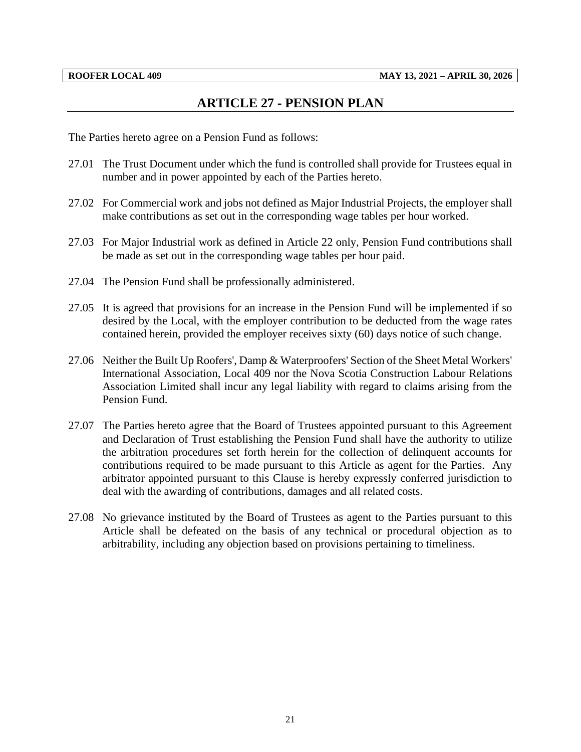# ARTICLE 27 - PENSION PLAN

The Parties hereto agree on a Pension Fund as follows:

27.01 The Trust Document under which the fund is controlled shall provide for Trustees equal in number and in power appointed by each of the Parties hereto.

27.02 For Commercial work and jobs not defined as Major Industrial Projects, the employer shall make contributions as set out in the corresponding wage tables per hour worked.

27.03 For Major Industrial work as defined in Article 22 only, Pension Fund contributions shall be made as set out in the corresponding wage tables per hour paid.

27.04 The Pension Fund shall be professionally administered.

27.05 It is agreed that provisions for an increase in the Pension Fund will be implemented if so desired by the Local, with the employer contribution to be deducted from the wage rates contained herein, provided the employer receives sixty (60) days notice of such change.

27.06 Neither the Built Up Roofers', Damp & Waterproofers' Section of the Sheet Metal Workers' International Association, Local 409 nor the Nova Scotia Construction Labour Relations Association Limited shall incur any legal liability with regard to claims arising from the Pension Fund.

27.07 The Parties hereto agree that the Board of Trustees appointed pursuant to this Agreement and Declaration of Trust establishing the Pension Fund shall have the authority to utilize the arbitration procedures set forth herein for the collection of delinquent accounts for contributions required to be made pursuant to this Article as agent for the Parties. Any arbitrator appointed pursuant to this Clause is hereby expressly conferred jurisdiction to deal with the awarding of contributions, damages and all related costs.

27.08 No grievance instituted by the Board of Trustees as agent to the Parties pursuant to this Article shall be defeated on the basis of any technical or procedural objection as to arbitrability, including any objection based on provisions pertaining to timeliness.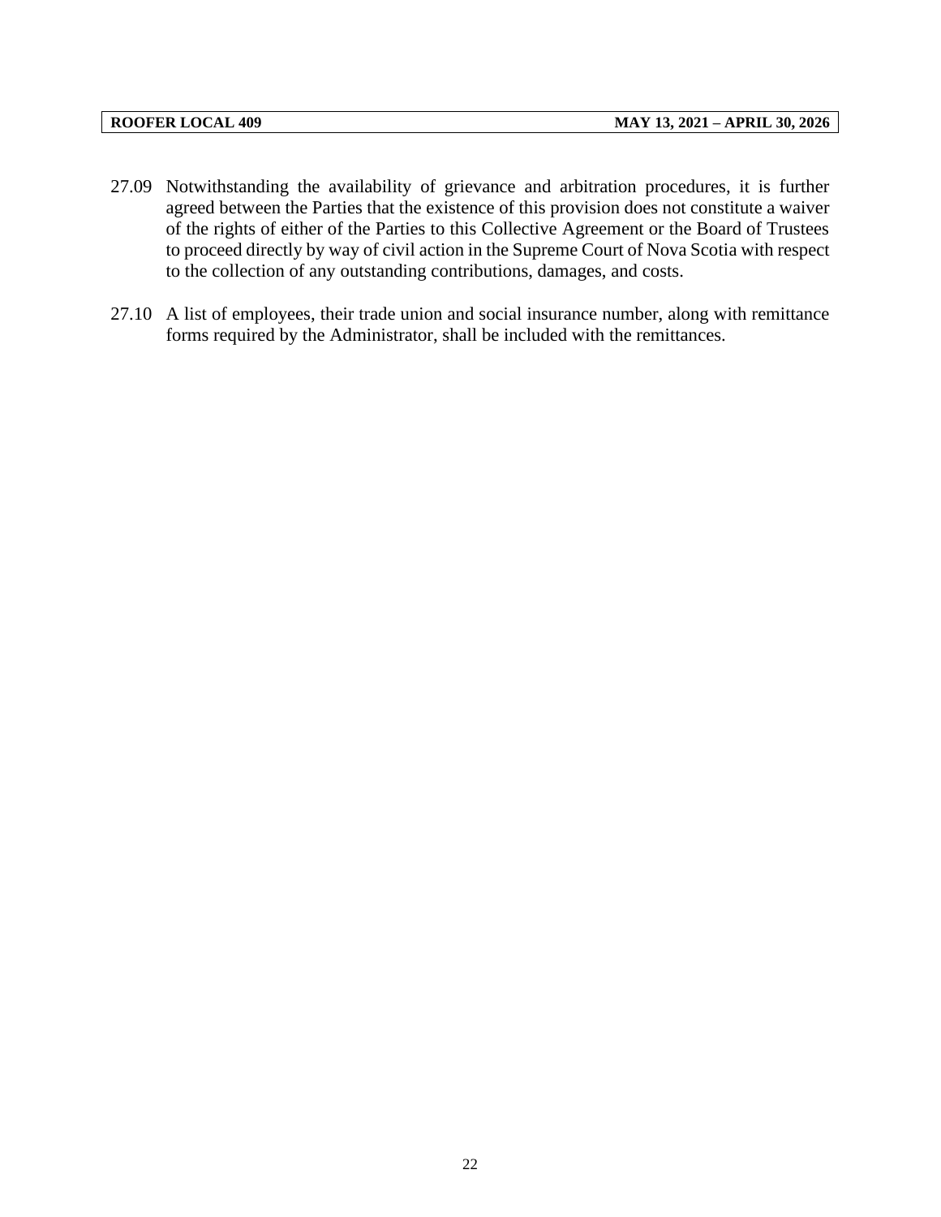27.09 Notwithstanding the availability of grievance and arbitration procedures, it is further agreed between the Parties that the existence of this provision does not constitute a waiver of the rights of either of the Parties to this Collective Agreement or the Board of Trustees to proceed directly by way of civil action in the Supreme Court of Nova Scotia with respect to the collection of any outstanding contributions, damages, and costs.

27.10 A list of employees, their trade union and social insurance number, along with remittance forms required by the Administrator, shall be included with the remittances.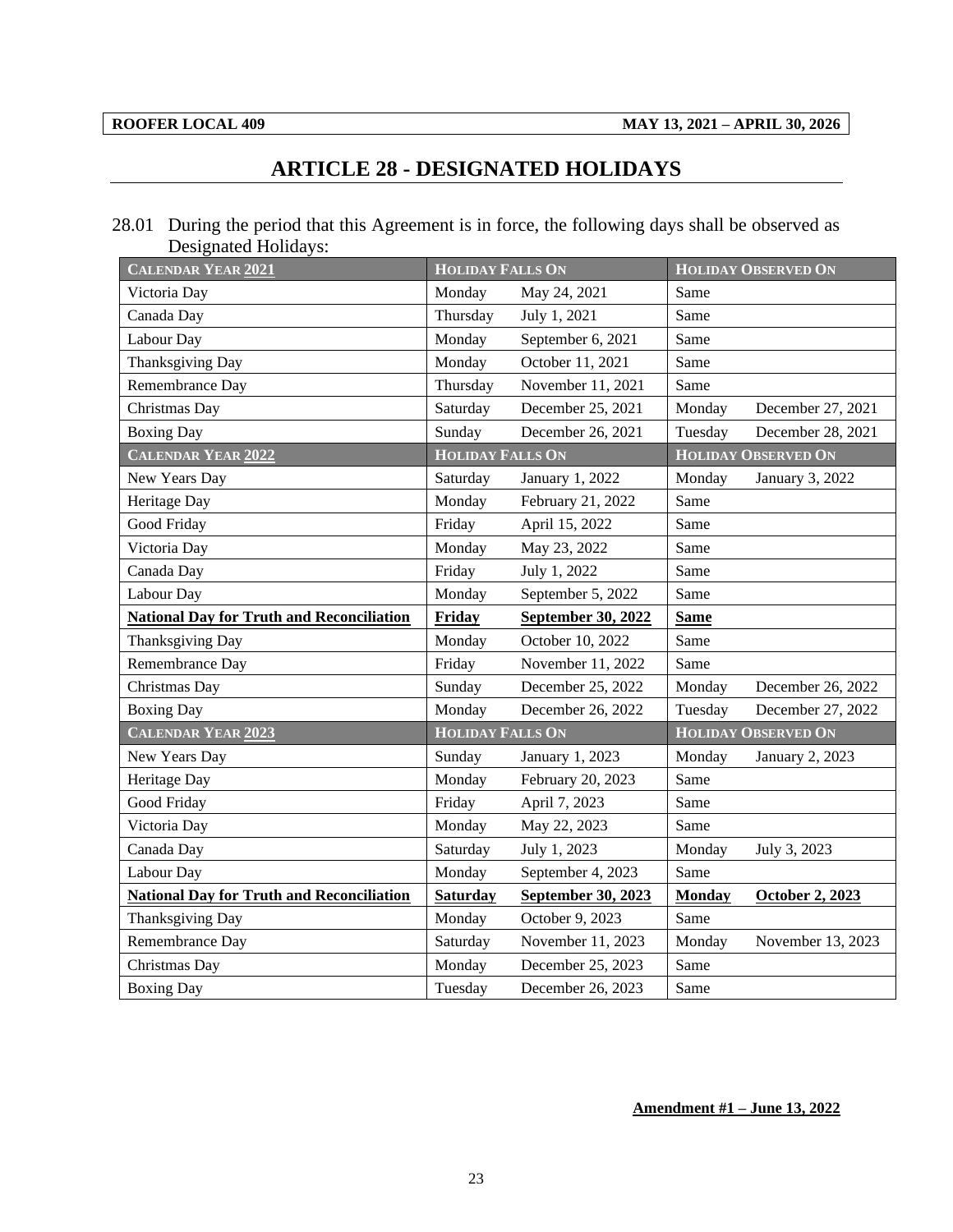# ARTICLE 28 - DESIGNATED HOLIDAYS

28.01 During the period that this Agreement is in force, the following days shall be observed as Designated Holidays:

| CALENDAR YEAR 2021 | HOLIDAY FALLS ON | | HOLIDAY OBSERVED ON | |
|---|---|---|---|---|
| Victoria Day | Monday | May 24, 2021 | Same | |
| Canada Day | Thursday | July 1, 2021 | Same | |
| Labour Day | Monday | September 6, 2021 | Same | |
| Thanksgiving Day | Monday | October 11, 2021 | Same | |
| Remembrance Day | Thursday | November 11, 2021 | Same | |
| Christmas Day | Saturday | December 25, 2021 | Monday | December 27, 2021 |
| Boxing Day | Sunday | December 26, 2021 | Tuesday | December 28, 2021 |
| **CALENDAR YEAR 2022** | **HOLIDAY FALLS ON** | | **HOLIDAY OBSERVED ON** | |
| New Years Day | Saturday | January 1, 2022 | Monday | January 3, 2022 |
| Heritage Day | Monday | February 21, 2022 | Same | |
| Good Friday | Friday | April 15, 2022 | Same | |
| Victoria Day | Monday | May 23, 2022 | Same | |
| Canada Day | Friday | July 1, 2022 | Same | |
| Labour Day | Monday | September 5, 2022 | Same | |
| **National Day for Truth and Reconciliation** | **Friday** | **September 30, 2022** | **Same** | |
| Thanksgiving Day | Monday | October 10, 2022 | Same | |
| Remembrance Day | Friday | November 11, 2022 | Same | |
| Christmas Day | Sunday | December 25, 2022 | Monday | December 26, 2022 |
| Boxing Day | Monday | December 26, 2022 | Tuesday | December 27, 2022 |
| **CALENDAR YEAR 2023** | **HOLIDAY FALLS ON** | | **HOLIDAY OBSERVED ON** | |
| New Years Day | Sunday | January 1, 2023 | Monday | January 2, 2023 |
| Heritage Day | Monday | February 20, 2023 | Same | |
| Good Friday | Friday | April 7, 2023 | Same | |
| Victoria Day | Monday | May 22, 2023 | Same | |
| Canada Day | Saturday | July 1, 2023 | Monday | July 3, 2023 |
| Labour Day | Monday | September 4, 2023 | Same | |
| **National Day for Truth and Reconciliation** | **Saturday** | **September 30, 2023** | **Monday** | **October 2, 2023** |
| Thanksgiving Day | Monday | October 9, 2023 | Same | |
| Remembrance Day | Saturday | November 11, 2023 | Monday | November 13, 2023 |
| Christmas Day | Monday | December 25, 2023 | Same | |
| Boxing Day | Tuesday | December 26, 2023 | Same | |

**Amendment #1 – June 13, 2022**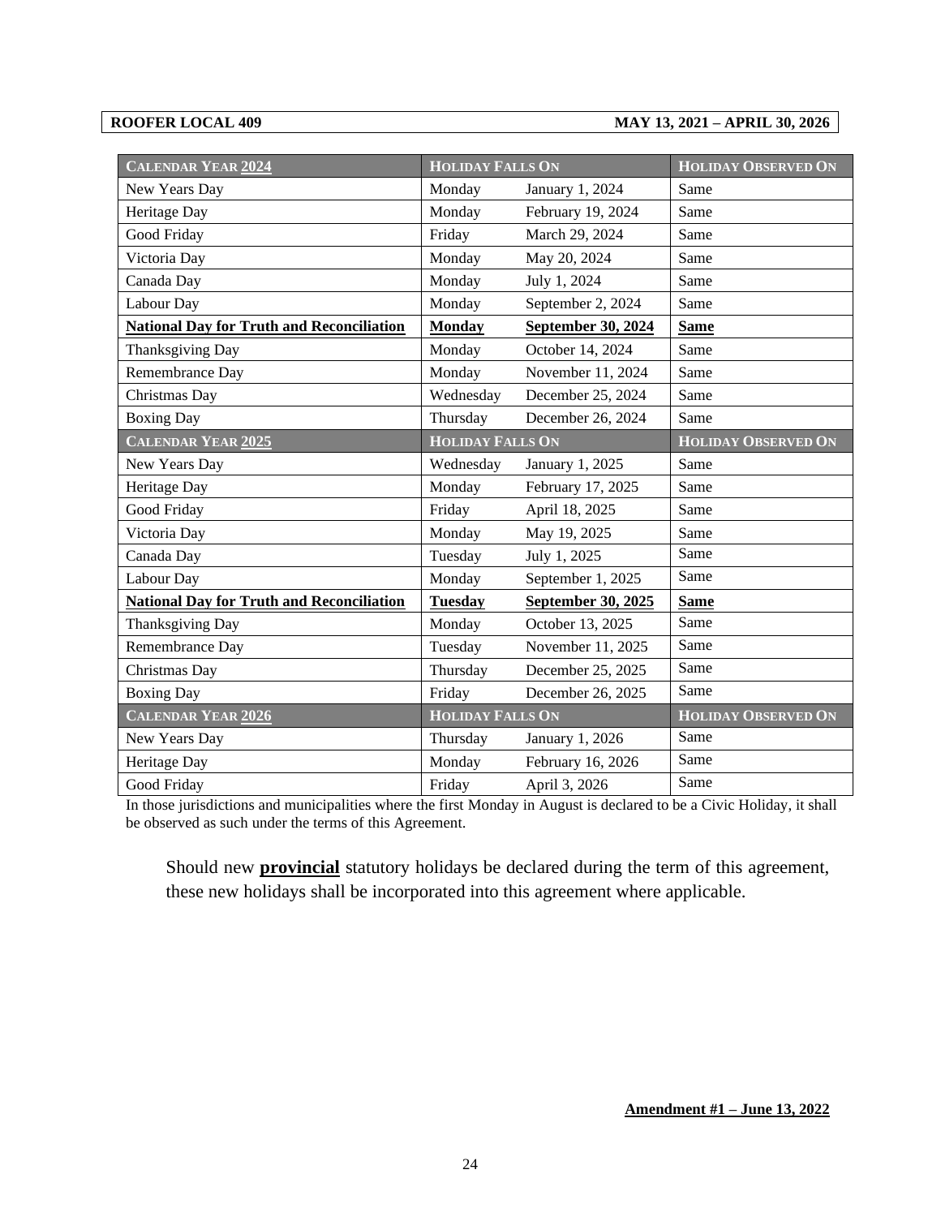| **CALENDAR YEAR 2024** | **HOLIDAY FALLS ON** | | **HOLIDAY OBSERVED ON** |
|---|---|---|---|
| New Years Day | Monday | January 1, 2024 | Same |
| Heritage Day | Monday | February 19, 2024 | Same |
| Good Friday | Friday | March 29, 2024 | Same |
| Victoria Day | Monday | May 20, 2024 | Same |
| Canada Day | Monday | July 1, 2024 | Same |
| Labour Day | Monday | September 2, 2024 | Same |
| **National Day for Truth and Reconciliation** | **Monday** | **September 30, 2024** | **Same** |
| Thanksgiving Day | Monday | October 14, 2024 | Same |
| Remembrance Day | Monday | November 11, 2024 | Same |
| Christmas Day | Wednesday | December 25, 2024 | Same |
| Boxing Day | Thursday | December 26, 2024 | Same |
| **CALENDAR YEAR 2025** | **HOLIDAY FALLS ON** | | **HOLIDAY OBSERVED ON** |
| New Years Day | Wednesday | January 1, 2025 | Same |
| Heritage Day | Monday | February 17, 2025 | Same |
| Good Friday | Friday | April 18, 2025 | Same |
| Victoria Day | Monday | May 19, 2025 | Same |
| Canada Day | Tuesday | July 1, 2025 | Same |
| Labour Day | Monday | September 1, 2025 | Same |
| **National Day for Truth and Reconciliation** | **Tuesday** | **September 30, 2025** | **Same** |
| Thanksgiving Day | Monday | October 13, 2025 | Same |
| Remembrance Day | Tuesday | November 11, 2025 | Same |
| Christmas Day | Thursday | December 25, 2025 | Same |
| Boxing Day | Friday | December 26, 2025 | Same |
| **CALENDAR YEAR 2026** | **HOLIDAY FALLS ON** | | **HOLIDAY OBSERVED ON** |
| New Years Day | Thursday | January 1, 2026 | Same |
| Heritage Day | Monday | February 16, 2026 | Same |
| Good Friday | Friday | April 3, 2026 | Same |

In those jurisdictions and municipalities where the first Monday in August is declared to be a Civic Holiday, it shall be observed as such under the terms of this Agreement.

Should new **provincial** statutory holidays be declared during the term of this agreement, these new holidays shall be incorporated into this agreement where applicable.

**Amendment #1 – June 13, 2022**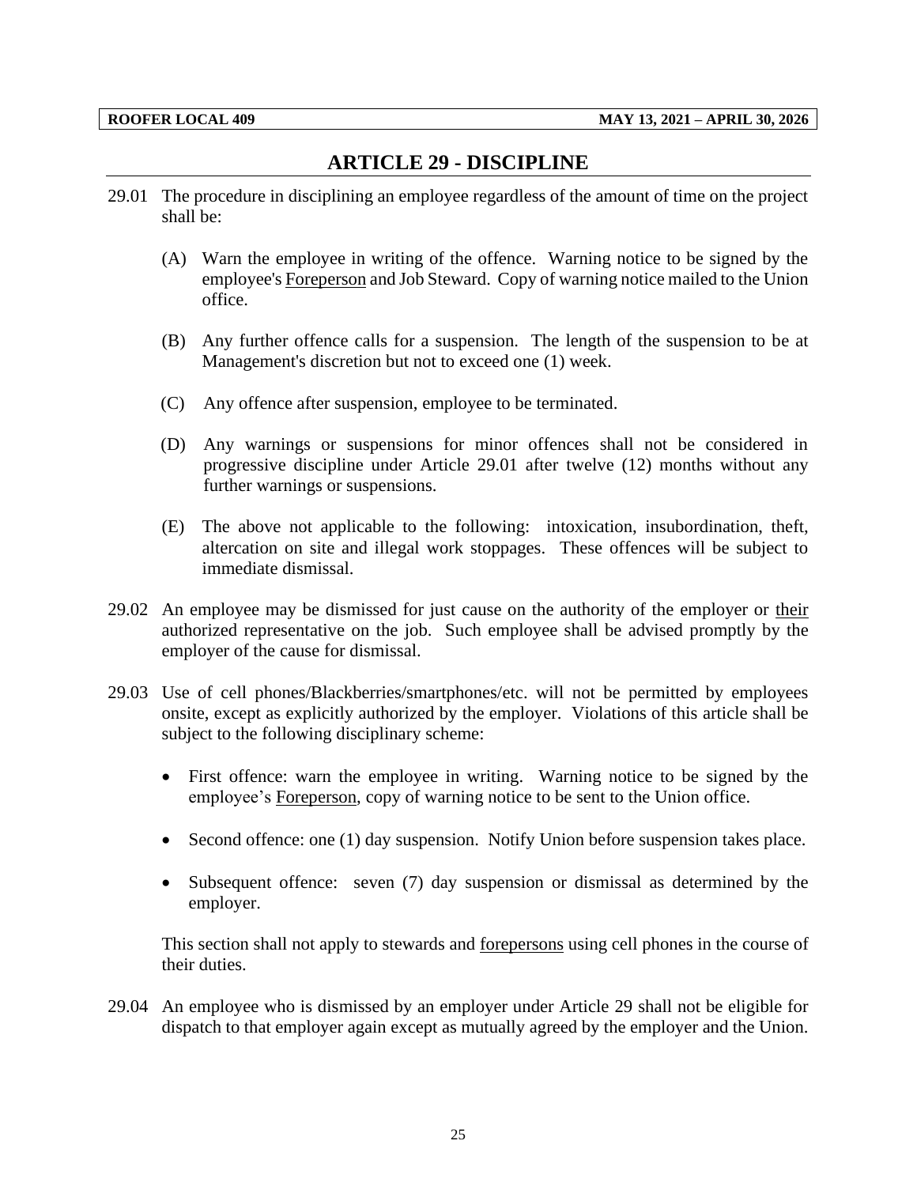# ARTICLE 29 - DISCIPLINE

29.01 The procedure in disciplining an employee regardless of the amount of time on the project shall be:

(A) Warn the employee in writing of the offence. Warning notice to be signed by the employee's Foreperson and Job Steward. Copy of warning notice mailed to the Union office.

(B) Any further offence calls for a suspension. The length of the suspension to be at Management's discretion but not to exceed one (1) week.

(C) Any offence after suspension, employee to be terminated.

(D) Any warnings or suspensions for minor offences shall not be considered in progressive discipline under Article 29.01 after twelve (12) months without any further warnings or suspensions.

(E) The above not applicable to the following: intoxication, insubordination, theft, altercation on site and illegal work stoppages. These offences will be subject to immediate dismissal.

29.02 An employee may be dismissed for just cause on the authority of the employer or their authorized representative on the job. Such employee shall be advised promptly by the employer of the cause for dismissal.

29.03 Use of cell phones/Blackberries/smartphones/etc. will not be permitted by employees onsite, except as explicitly authorized by the employer. Violations of this article shall be subject to the following disciplinary scheme:

- First offence: warn the employee in writing. Warning notice to be signed by the employee's Foreperson, copy of warning notice to be sent to the Union office.
- Second offence: one (1) day suspension. Notify Union before suspension takes place.
- Subsequent offence: seven (7) day suspension or dismissal as determined by the employer.

This section shall not apply to stewards and forepersons using cell phones in the course of their duties.

29.04 An employee who is dismissed by an employer under Article 29 shall not be eligible for dispatch to that employer again except as mutually agreed by the employer and the Union.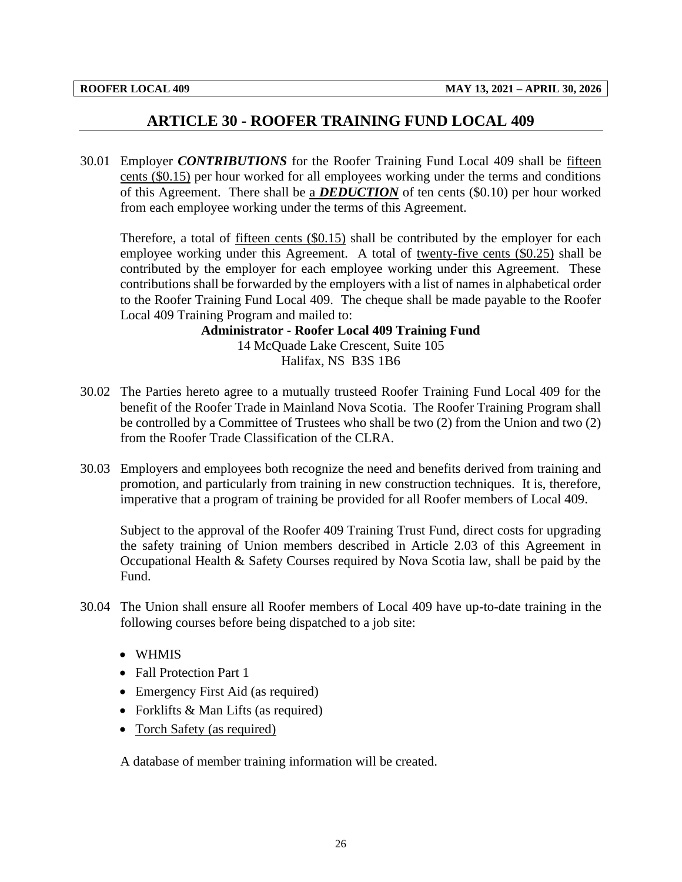# ARTICLE 30 - ROOFER TRAINING FUND LOCAL 409

30.01 Employer ***CONTRIBUTIONS*** for the Roofer Training Fund Local 409 shall be <u>fifteen cents ($0.15)</u> per hour worked for all employees working under the terms and conditions of this Agreement. There shall be <u>a ***DEDUCTION***</u> of ten cents ($0.10) per hour worked from each employee working under the terms of this Agreement.

Therefore, a total of <u>fifteen cents ($0.15)</u> shall be contributed by the employer for each employee working under this Agreement. A total of <u>twenty-five cents ($0.25)</u> shall be contributed by the employer for each employee working under this Agreement. These contributions shall be forwarded by the employers with a list of names in alphabetical order to the Roofer Training Fund Local 409. The cheque shall be made payable to the Roofer Local 409 Training Program and mailed to:

**Administrator - Roofer Local 409 Training Fund**
14 McQuade Lake Crescent, Suite 105
Halifax, NS B3S 1B6

30.02 The Parties hereto agree to a mutually trusteed Roofer Training Fund Local 409 for the benefit of the Roofer Trade in Mainland Nova Scotia. The Roofer Training Program shall be controlled by a Committee of Trustees who shall be two (2) from the Union and two (2) from the Roofer Trade Classification of the CLRA.

30.03 Employers and employees both recognize the need and benefits derived from training and promotion, and particularly from training in new construction techniques. It is, therefore, imperative that a program of training be provided for all Roofer members of Local 409.

Subject to the approval of the Roofer 409 Training Trust Fund, direct costs for upgrading the safety training of Union members described in Article 2.03 of this Agreement in Occupational Health & Safety Courses required by Nova Scotia law, shall be paid by the Fund.

30.04 The Union shall ensure all Roofer members of Local 409 have up-to-date training in the following courses before being dispatched to a job site:

- WHMIS
- Fall Protection Part 1
- Emergency First Aid (as required)
- Forklifts & Man Lifts (as required)
- <u>Torch Safety (as required)</u>

A database of member training information will be created.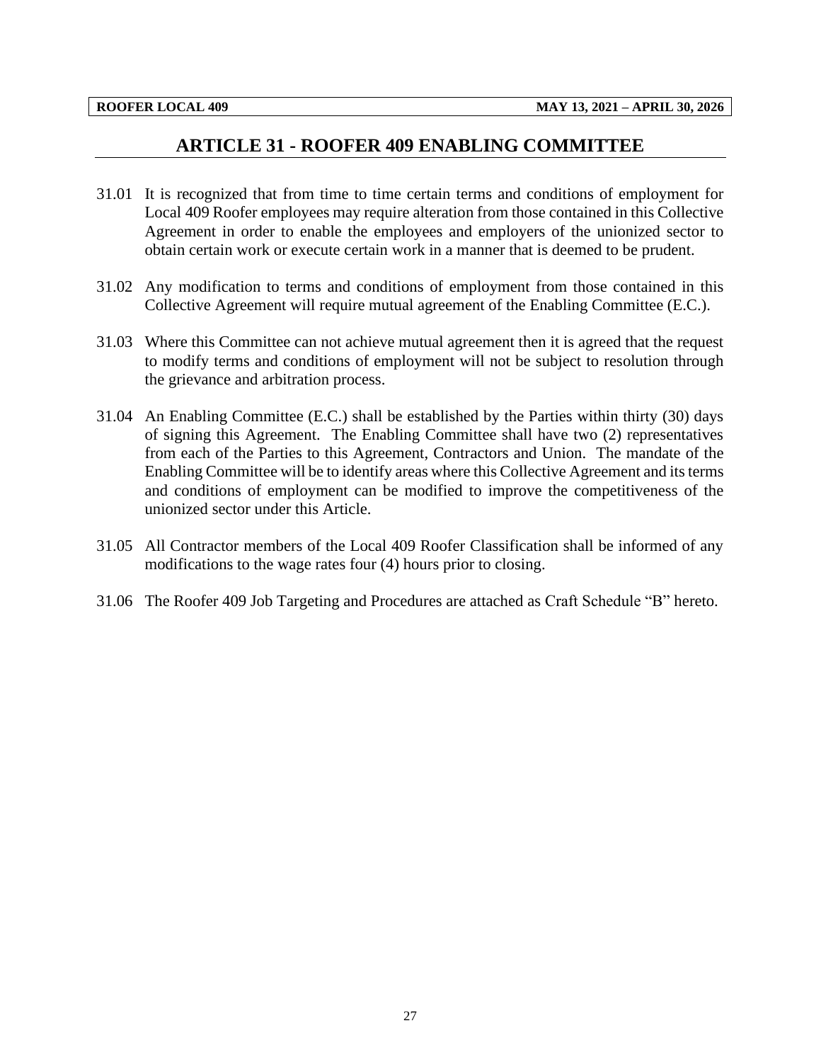## ARTICLE 31 - ROOFER 409 ENABLING COMMITTEE

31.01 It is recognized that from time to time certain terms and conditions of employment for Local 409 Roofer employees may require alteration from those contained in this Collective Agreement in order to enable the employees and employers of the unionized sector to obtain certain work or execute certain work in a manner that is deemed to be prudent.

31.02 Any modification to terms and conditions of employment from those contained in this Collective Agreement will require mutual agreement of the Enabling Committee (E.C.).

31.03 Where this Committee can not achieve mutual agreement then it is agreed that the request to modify terms and conditions of employment will not be subject to resolution through the grievance and arbitration process.

31.04 An Enabling Committee (E.C.) shall be established by the Parties within thirty (30) days of signing this Agreement. The Enabling Committee shall have two (2) representatives from each of the Parties to this Agreement, Contractors and Union. The mandate of the Enabling Committee will be to identify areas where this Collective Agreement and its terms and conditions of employment can be modified to improve the competitiveness of the unionized sector under this Article.

31.05 All Contractor members of the Local 409 Roofer Classification shall be informed of any modifications to the wage rates four (4) hours prior to closing.

31.06 The Roofer 409 Job Targeting and Procedures are attached as Craft Schedule "B" hereto.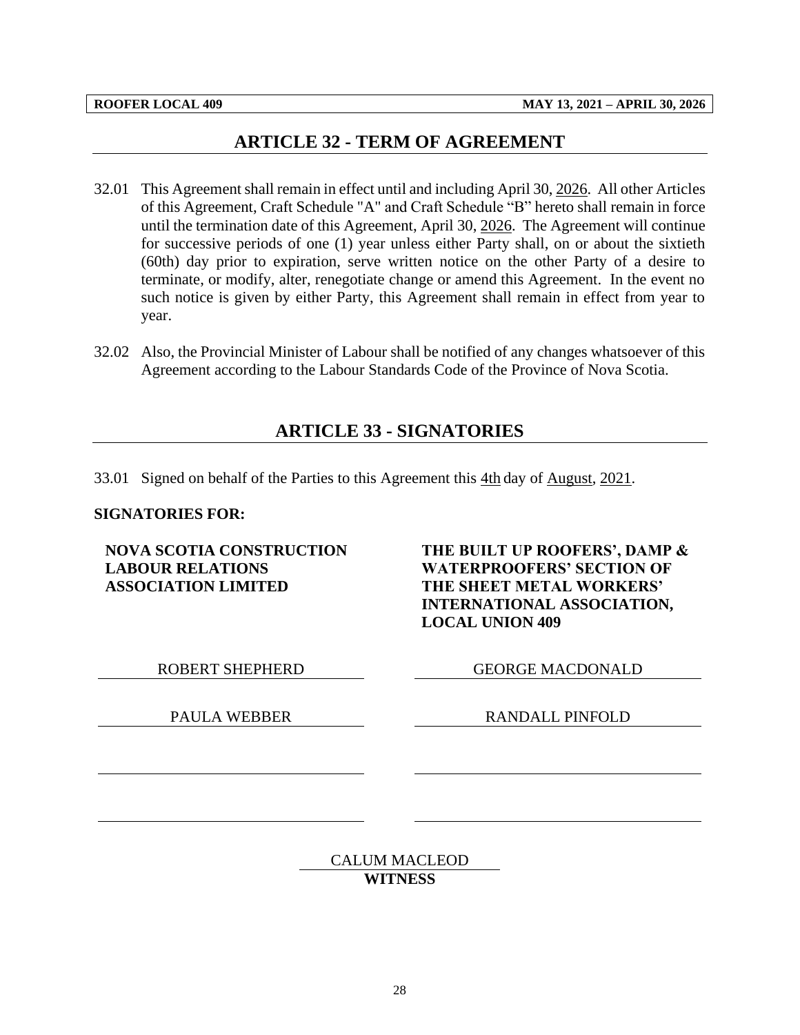## ARTICLE 32 - TERM OF AGREEMENT

32.01 This Agreement shall remain in effect until and including April 30, 2026. All other Articles of this Agreement, Craft Schedule "A" and Craft Schedule "B" hereto shall remain in force until the termination date of this Agreement, April 30, 2026. The Agreement will continue for successive periods of one (1) year unless either Party shall, on or about the sixtieth (60th) day prior to expiration, serve written notice on the other Party of a desire to terminate, or modify, alter, renegotiate change or amend this Agreement. In the event no such notice is given by either Party, this Agreement shall remain in effect from year to year.

32.02 Also, the Provincial Minister of Labour shall be notified of any changes whatsoever of this Agreement according to the Labour Standards Code of the Province of Nova Scotia.

## ARTICLE 33 - SIGNATORIES

33.01 Signed on behalf of the Parties to this Agreement this 4th day of August, 2021.

**SIGNATORIES FOR:**

| NOVA SCOTIA CONSTRUCTION LABOUR RELATIONS ASSOCIATION LIMITED | THE BUILT UP ROOFERS', DAMP & WATERPROOFERS' SECTION OF THE SHEET METAL WORKERS' INTERNATIONAL ASSOCIATION, LOCAL UNION 409 |
|---|---|
| ROBERT SHEPHERD | GEORGE MACDONALD |
| PAULA WEBBER | RANDALL PINFOLD |
| | |
| | |

CALUM MACLEOD
**WITNESS**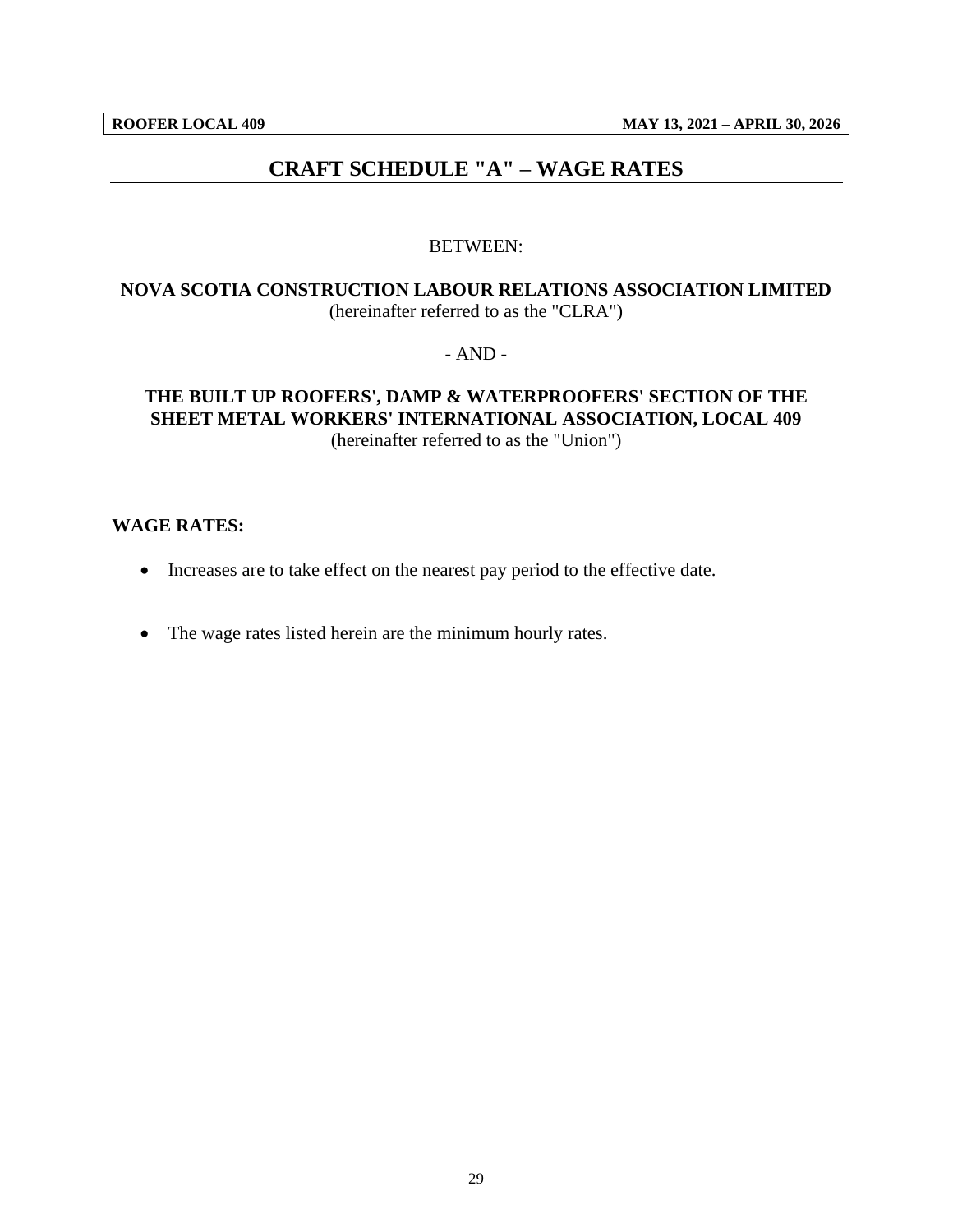# CRAFT SCHEDULE "A" – WAGE RATES

BETWEEN:

**NOVA SCOTIA CONSTRUCTION LABOUR RELATIONS ASSOCIATION LIMITED**
(hereinafter referred to as the "CLRA")

- AND -

**THE BUILT UP ROOFERS', DAMP & WATERPROOFERS' SECTION OF THE SHEET METAL WORKERS' INTERNATIONAL ASSOCIATION, LOCAL 409**
(hereinafter referred to as the "Union")

**WAGE RATES:**

- Increases are to take effect on the nearest pay period to the effective date.
- The wage rates listed herein are the minimum hourly rates.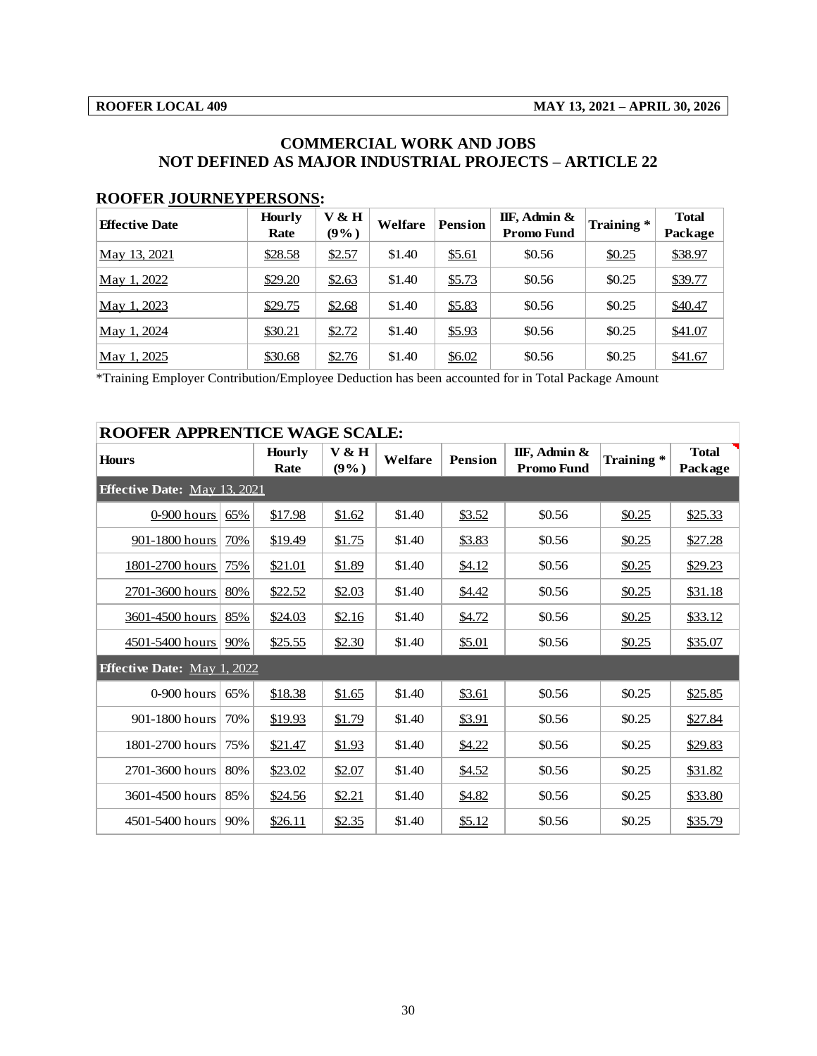**ROOFER LOCAL 409** **MAY 13, 2021 – APRIL 30, 2026**

## COMMERCIAL WORK AND JOBS NOT DEFINED AS MAJOR INDUSTRIAL PROJECTS – ARTICLE 22

### ROOFER JOURNEYPERSONS:

| Effective Date | Hourly Rate | V & H (9%) | Welfare | Pension | IIF, Admin & Promo Fund | Training * | Total Package |
|---|---|---|---|---|---|---|---|
| May 13, 2021 | $28.58 | $2.57 | $1.40 | $5.61 | $0.56 | $0.25 | $38.97 |
| May 1, 2022 | $29.20 | $2.63 | $1.40 | $5.73 | $0.56 | $0.25 | $39.77 |
| May 1, 2023 | $29.75 | $2.68 | $1.40 | $5.83 | $0.56 | $0.25 | $40.47 |
| May 1, 2024 | $30.21 | $2.72 | $1.40 | $5.93 | $0.56 | $0.25 | $41.07 |
| May 1, 2025 | $30.68 | $2.76 | $1.40 | $6.02 | $0.56 | $0.25 | $41.67 |

*Training Employer Contribution/Employee Deduction has been accounted for in Total Package Amount

### ROOFER APPRENTICE WAGE SCALE:

| Hours | | Hourly Rate | V & H (9%) | Welfare | Pension | IIF, Admin & Promo Fund | Training * | Total Package |
|---|---|---|---|---|---|---|---|---|
| **Effective Date:** May 13, 2021 | | | | | | | | |
| 0-900 hours | 65% | $17.98 | $1.62 | $1.40 | $3.52 | $0.56 | $0.25 | $25.33 |
| 901-1800 hours | 70% | $19.49 | $1.75 | $1.40 | $3.83 | $0.56 | $0.25 | $27.28 |
| 1801-2700 hours | 75% | $21.01 | $1.89 | $1.40 | $4.12 | $0.56 | $0.25 | $29.23 |
| 2701-3600 hours | 80% | $22.52 | $2.03 | $1.40 | $4.42 | $0.56 | $0.25 | $31.18 |
| 3601-4500 hours | 85% | $24.03 | $2.16 | $1.40 | $4.72 | $0.56 | $0.25 | $33.12 |
| 4501-5400 hours | 90% | $25.55 | $2.30 | $1.40 | $5.01 | $0.56 | $0.25 | $35.07 |
| **Effective Date:** May 1, 2022 | | | | | | | | |
| 0-900 hours | 65% | $18.38 | $1.65 | $1.40 | $3.61 | $0.56 | $0.25 | $25.85 |
| 901-1800 hours | 70% | $19.93 | $1.79 | $1.40 | $3.91 | $0.56 | $0.25 | $27.84 |
| 1801-2700 hours | 75% | $21.47 | $1.93 | $1.40 | $4.22 | $0.56 | $0.25 | $29.83 |
| 2701-3600 hours | 80% | $23.02 | $2.07 | $1.40 | $4.52 | $0.56 | $0.25 | $31.82 |
| 3601-4500 hours | 85% | $24.56 | $2.21 | $1.40 | $4.82 | $0.56 | $0.25 | $33.80 |
| 4501-5400 hours | 90% | $26.11 | $2.35 | $1.40 | $5.12 | $0.56 | $0.25 | $35.79 |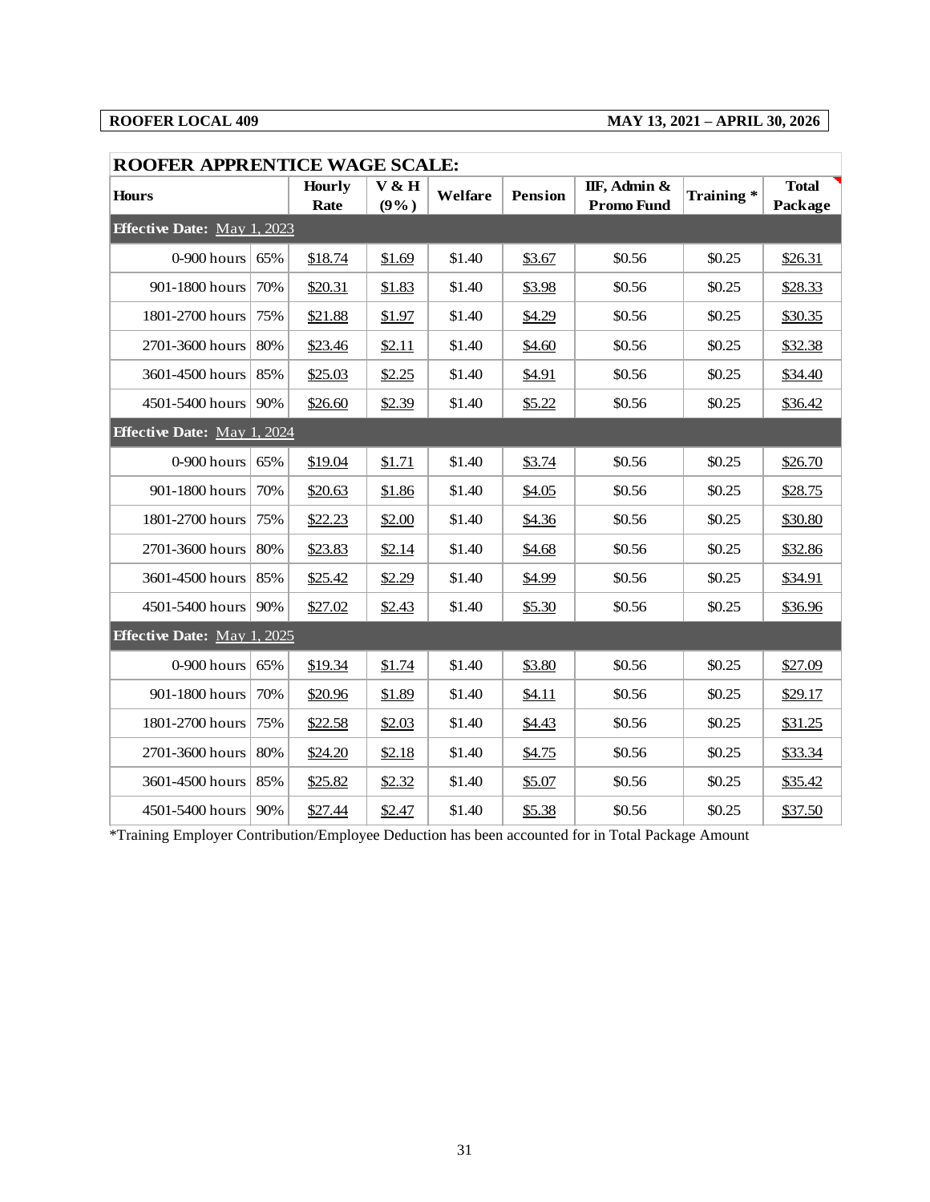**ROOFER LOCAL 409** **MAY 13, 2021 – APRIL 30, 2026**

## ROOFER APPRENTICE WAGE SCALE:

| Hours | | Hourly Rate | V & H (9%) | Welfare | Pension | IIF, Admin & Promo Fund | Training * | Total Package |
|---|---|---|---|---|---|---|---|---|
| **Effective Date: May 1, 2023** | | | | | | | | |
| 0-900 hours | 65% | $18.74 | $1.69 | $1.40 | $3.67 | $0.56 | $0.25 | $26.31 |
| 901-1800 hours | 70% | $20.31 | $1.83 | $1.40 | $3.98 | $0.56 | $0.25 | $28.33 |
| 1801-2700 hours | 75% | $21.88 | $1.97 | $1.40 | $4.29 | $0.56 | $0.25 | $30.35 |
| 2701-3600 hours | 80% | $23.46 | $2.11 | $1.40 | $4.60 | $0.56 | $0.25 | $32.38 |
| 3601-4500 hours | 85% | $25.03 | $2.25 | $1.40 | $4.91 | $0.56 | $0.25 | $34.40 |
| 4501-5400 hours | 90% | $26.60 | $2.39 | $1.40 | $5.22 | $0.56 | $0.25 | $36.42 |
| **Effective Date: May 1, 2024** | | | | | | | | |
| 0-900 hours | 65% | $19.04 | $1.71 | $1.40 | $3.74 | $0.56 | $0.25 | $26.70 |
| 901-1800 hours | 70% | $20.63 | $1.86 | $1.40 | $4.05 | $0.56 | $0.25 | $28.75 |
| 1801-2700 hours | 75% | $22.23 | $2.00 | $1.40 | $4.36 | $0.56 | $0.25 | $30.80 |
| 2701-3600 hours | 80% | $23.83 | $2.14 | $1.40 | $4.68 | $0.56 | $0.25 | $32.86 |
| 3601-4500 hours | 85% | $25.42 | $2.29 | $1.40 | $4.99 | $0.56 | $0.25 | $34.91 |
| 4501-5400 hours | 90% | $27.02 | $2.43 | $1.40 | $5.30 | $0.56 | $0.25 | $36.96 |
| **Effective Date: May 1, 2025** | | | | | | | | |
| 0-900 hours | 65% | $19.34 | $1.74 | $1.40 | $3.80 | $0.56 | $0.25 | $27.09 |
| 901-1800 hours | 70% | $20.96 | $1.89 | $1.40 | $4.11 | $0.56 | $0.25 | $29.17 |
| 1801-2700 hours | 75% | $22.58 | $2.03 | $1.40 | $4.43 | $0.56 | $0.25 | $31.25 |
| 2701-3600 hours | 80% | $24.20 | $2.18 | $1.40 | $4.75 | $0.56 | $0.25 | $33.34 |
| 3601-4500 hours | 85% | $25.82 | $2.32 | $1.40 | $5.07 | $0.56 | $0.25 | $35.42 |
| 4501-5400 hours | 90% | $27.44 | $2.47 | $1.40 | $5.38 | $0.56 | $0.25 | $37.50 |

*Training Employer Contribution/Employee Deduction has been accounted for in Total Package Amount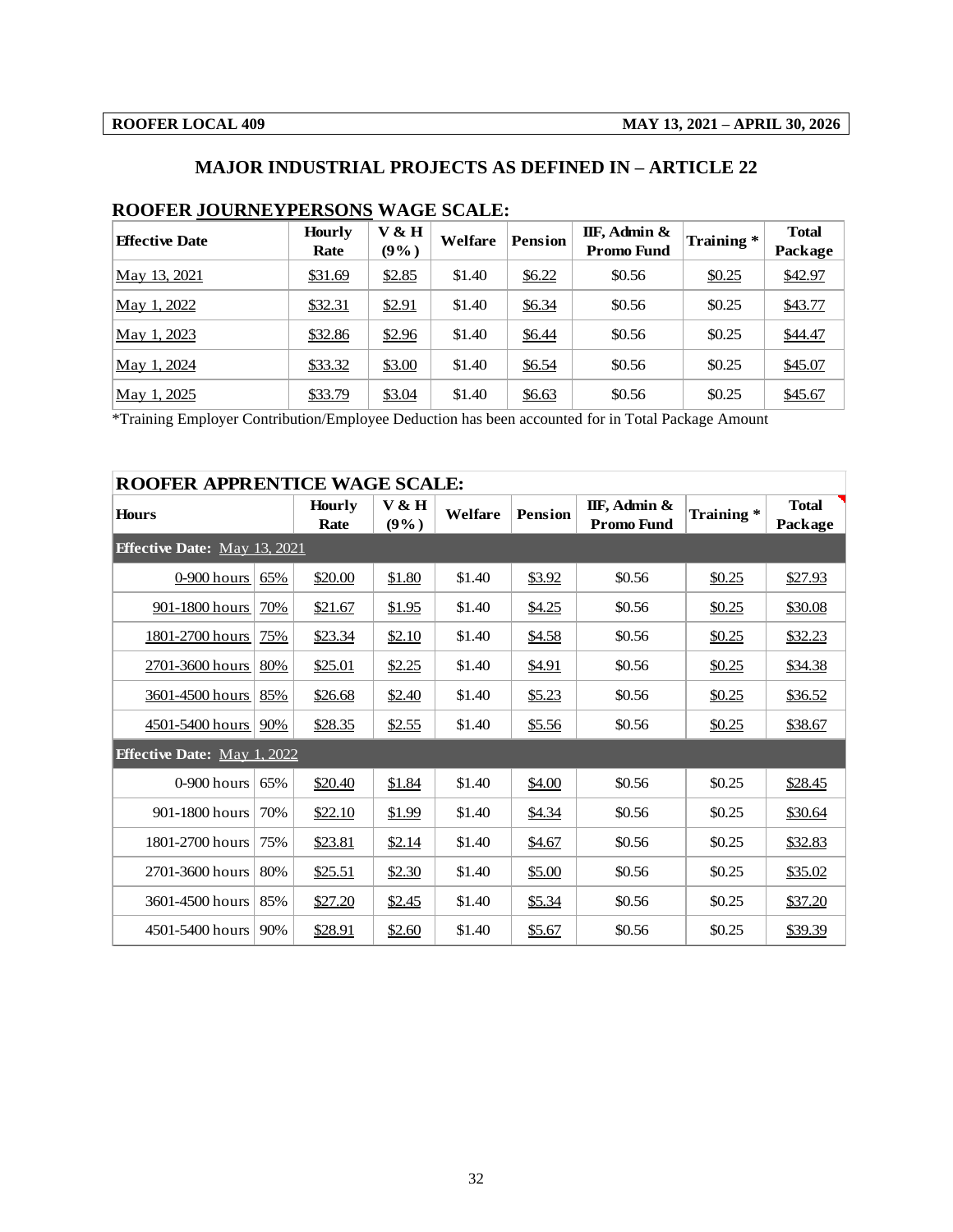**ROOFER LOCAL 409** **MAY 13, 2021 – APRIL 30, 2026**

## MAJOR INDUSTRIAL PROJECTS AS DEFINED IN – ARTICLE 22

### ROOFER JOURNEYPERSONS WAGE SCALE:

| Effective Date | Hourly Rate | V & H (9%) | Welfare | Pension | IIF, Admin & Promo Fund | Training * | Total Package |
|---|---|---|---|---|---|---|---|
| May 13, 2021 | $31.69 | $2.85 | $1.40 | $6.22 | $0.56 | $0.25 | $42.97 |
| May 1, 2022 | $32.31 | $2.91 | $1.40 | $6.34 | $0.56 | $0.25 | $43.77 |
| May 1, 2023 | $32.86 | $2.96 | $1.40 | $6.44 | $0.56 | $0.25 | $44.47 |
| May 1, 2024 | $33.32 | $3.00 | $1.40 | $6.54 | $0.56 | $0.25 | $45.07 |
| May 1, 2025 | $33.79 | $3.04 | $1.40 | $6.63 | $0.56 | $0.25 | $45.67 |

*Training Employer Contribution/Employee Deduction has been accounted for in Total Package Amount

### ROOFER APPRENTICE WAGE SCALE:

| Hours | | Hourly Rate | V & H (9%) | Welfare | Pension | IIF, Admin & Promo Fund | Training * | Total Package |
|---|---|---|---|---|---|---|---|---|
| **Effective Date:** May 13, 2021 | | | | | | | | |
| 0-900 hours | 65% | $20.00 | $1.80 | $1.40 | $3.92 | $0.56 | $0.25 | $27.93 |
| 901-1800 hours | 70% | $21.67 | $1.95 | $1.40 | $4.25 | $0.56 | $0.25 | $30.08 |
| 1801-2700 hours | 75% | $23.34 | $2.10 | $1.40 | $4.58 | $0.56 | $0.25 | $32.23 |
| 2701-3600 hours | 80% | $25.01 | $2.25 | $1.40 | $4.91 | $0.56 | $0.25 | $34.38 |
| 3601-4500 hours | 85% | $26.68 | $2.40 | $1.40 | $5.23 | $0.56 | $0.25 | $36.52 |
| 4501-5400 hours | 90% | $28.35 | $2.55 | $1.40 | $5.56 | $0.56 | $0.25 | $38.67 |
| **Effective Date:** May 1, 2022 | | | | | | | | |
| 0-900 hours | 65% | $20.40 | $1.84 | $1.40 | $4.00 | $0.56 | $0.25 | $28.45 |
| 901-1800 hours | 70% | $22.10 | $1.99 | $1.40 | $4.34 | $0.56 | $0.25 | $30.64 |
| 1801-2700 hours | 75% | $23.81 | $2.14 | $1.40 | $4.67 | $0.56 | $0.25 | $32.83 |
| 2701-3600 hours | 80% | $25.51 | $2.30 | $1.40 | $5.00 | $0.56 | $0.25 | $35.02 |
| 3601-4500 hours | 85% | $27.20 | $2.45 | $1.40 | $5.34 | $0.56 | $0.25 | $37.20 |
| 4501-5400 hours | 90% | $28.91 | $2.60 | $1.40 | $5.67 | $0.56 | $0.25 | $39.39 |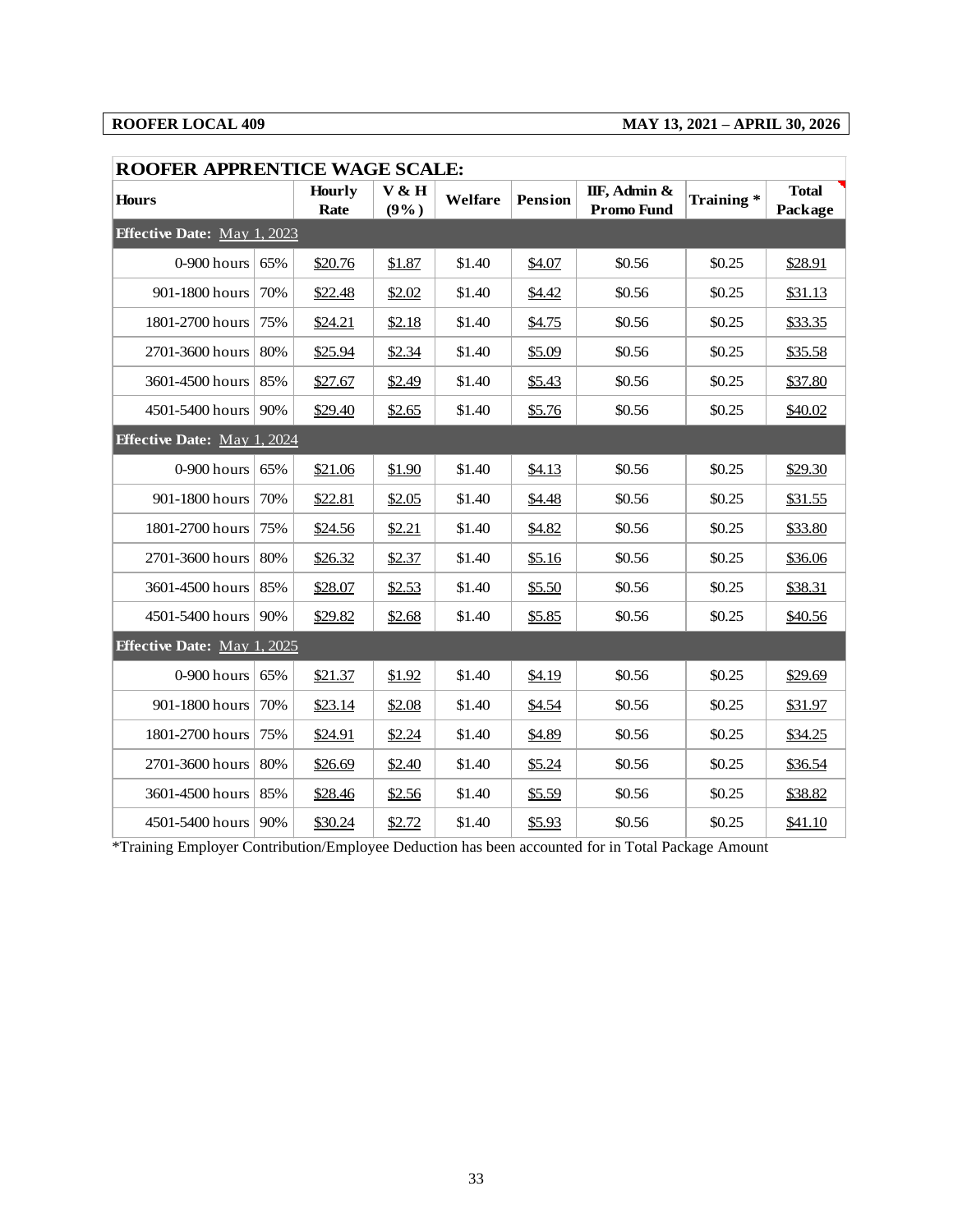**ROOFER LOCAL 409** **MAY 13, 2021 – APRIL 30, 2026**

## ROOFER APPRENTICE WAGE SCALE:

| Hours | | Hourly Rate | V & H (9%) | Welfare | Pension | IIF, Admin & Promo Fund | Training * | Total Package |
|---|---|---|---|---|---|---|---|---|
| **Effective Date:** May 1, 2023 | | | | | | | | |
| 0-900 hours | 65% | $20.76 | $1.87 | $1.40 | $4.07 | $0.56 | $0.25 | $28.91 |
| 901-1800 hours | 70% | $22.48 | $2.02 | $1.40 | $4.42 | $0.56 | $0.25 | $31.13 |
| 1801-2700 hours | 75% | $24.21 | $2.18 | $1.40 | $4.75 | $0.56 | $0.25 | $33.35 |
| 2701-3600 hours | 80% | $25.94 | $2.34 | $1.40 | $5.09 | $0.56 | $0.25 | $35.58 |
| 3601-4500 hours | 85% | $27.67 | $2.49 | $1.40 | $5.43 | $0.56 | $0.25 | $37.80 |
| 4501-5400 hours | 90% | $29.40 | $2.65 | $1.40 | $5.76 | $0.56 | $0.25 | $40.02 |
| **Effective Date:** May 1, 2024 | | | | | | | | |
| 0-900 hours | 65% | $21.06 | $1.90 | $1.40 | $4.13 | $0.56 | $0.25 | $29.30 |
| 901-1800 hours | 70% | $22.81 | $2.05 | $1.40 | $4.48 | $0.56 | $0.25 | $31.55 |
| 1801-2700 hours | 75% | $24.56 | $2.21 | $1.40 | $4.82 | $0.56 | $0.25 | $33.80 |
| 2701-3600 hours | 80% | $26.32 | $2.37 | $1.40 | $5.16 | $0.56 | $0.25 | $36.06 |
| 3601-4500 hours | 85% | $28.07 | $2.53 | $1.40 | $5.50 | $0.56 | $0.25 | $38.31 |
| 4501-5400 hours | 90% | $29.82 | $2.68 | $1.40 | $5.85 | $0.56 | $0.25 | $40.56 |
| **Effective Date:** May 1, 2025 | | | | | | | | |
| 0-900 hours | 65% | $21.37 | $1.92 | $1.40 | $4.19 | $0.56 | $0.25 | $29.69 |
| 901-1800 hours | 70% | $23.14 | $2.08 | $1.40 | $4.54 | $0.56 | $0.25 | $31.97 |
| 1801-2700 hours | 75% | $24.91 | $2.24 | $1.40 | $4.89 | $0.56 | $0.25 | $34.25 |
| 2701-3600 hours | 80% | $26.69 | $2.40 | $1.40 | $5.24 | $0.56 | $0.25 | $36.54 |
| 3601-4500 hours | 85% | $28.46 | $2.56 | $1.40 | $5.59 | $0.56 | $0.25 | $38.82 |
| 4501-5400 hours | 90% | $30.24 | $2.72 | $1.40 | $5.93 | $0.56 | $0.25 | $41.10 |

*Training Employer Contribution/Employee Deduction has been accounted for in Total Package Amount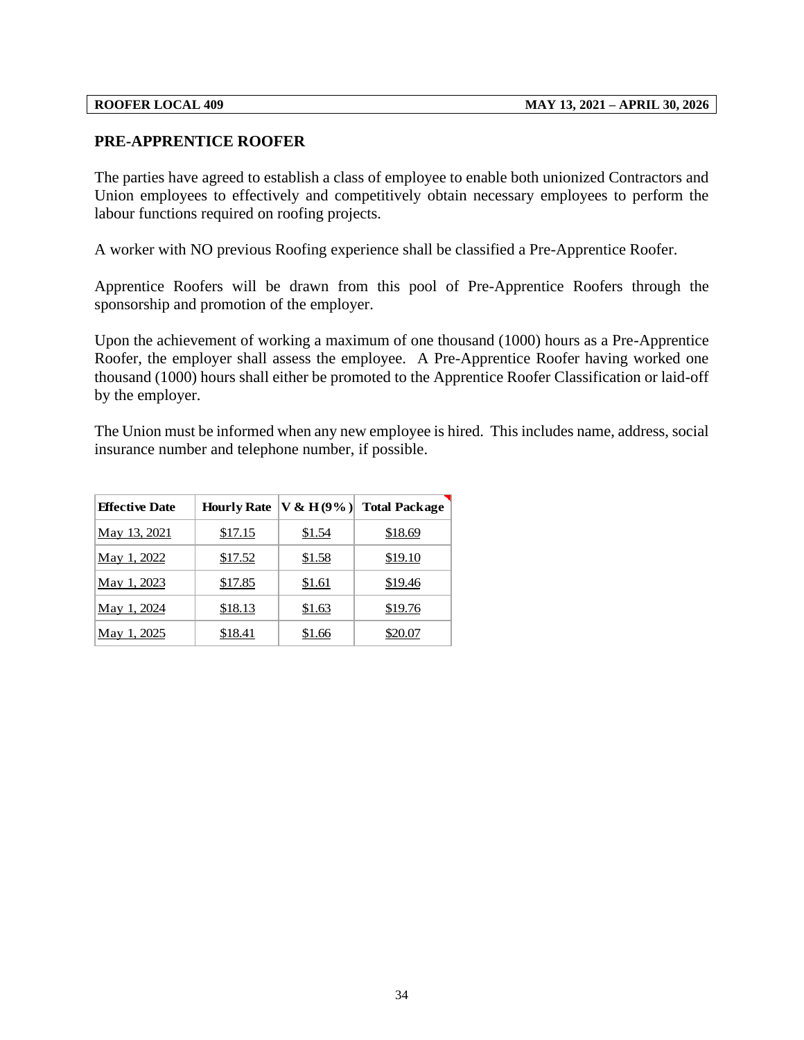## PRE-APPRENTICE ROOFER

The parties have agreed to establish a class of employee to enable both unionized Contractors and Union employees to effectively and competitively obtain necessary employees to perform the labour functions required on roofing projects.

A worker with NO previous Roofing experience shall be classified a Pre-Apprentice Roofer.

Apprentice Roofers will be drawn from this pool of Pre-Apprentice Roofers through the sponsorship and promotion of the employer.

Upon the achievement of working a maximum of one thousand (1000) hours as a Pre-Apprentice Roofer, the employer shall assess the employee. A Pre-Apprentice Roofer having worked one thousand (1000) hours shall either be promoted to the Apprentice Roofer Classification or laid-off by the employer.

The Union must be informed when any new employee is hired. This includes name, address, social insurance number and telephone number, if possible.

| Effective Date | Hourly Rate | V & H (9%) | Total Package |
|---|---|---|---|
| May 13, 2021 | $17.15 | $1.54 | $18.69 |
| May 1, 2022 | $17.52 | $1.58 | $19.10 |
| May 1, 2023 | $17.85 | $1.61 | $19.46 |
| May 1, 2024 | $18.13 | $1.63 | $19.76 |
| May 1, 2025 | $18.41 | $1.66 | $20.07 |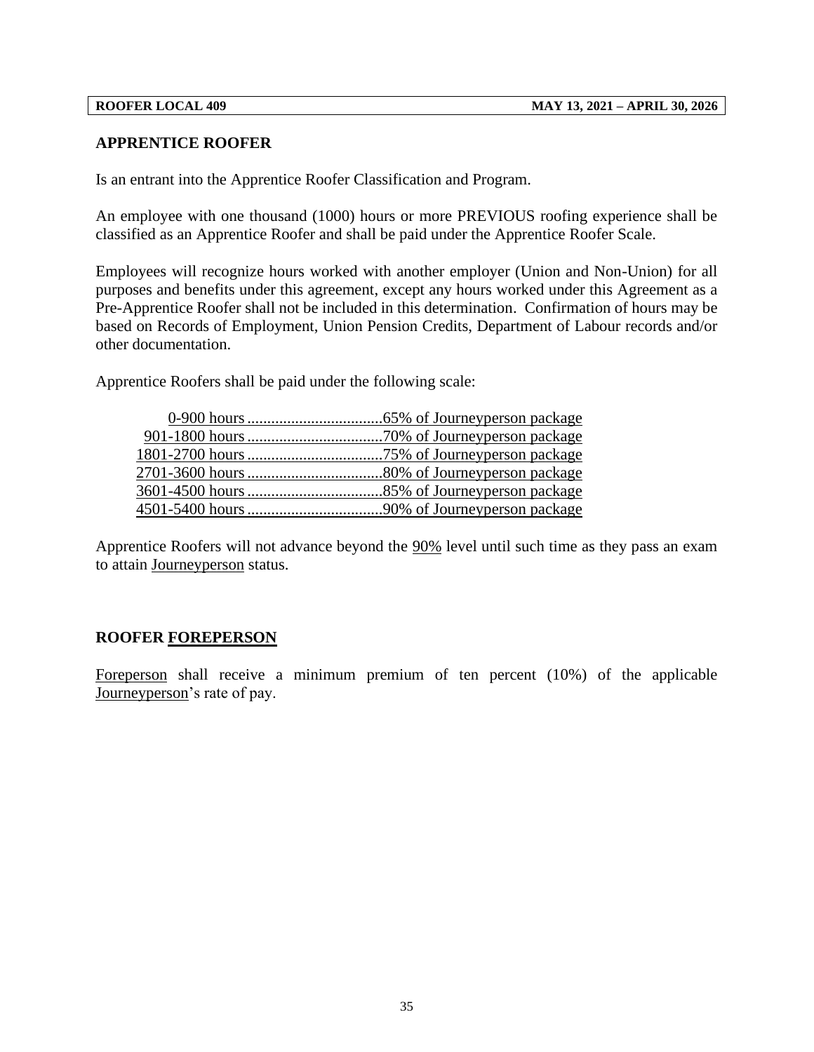## APPRENTICE ROOFER

Is an entrant into the Apprentice Roofer Classification and Program.

An employee with one thousand (1000) hours or more PREVIOUS roofing experience shall be classified as an Apprentice Roofer and shall be paid under the Apprentice Roofer Scale.

Employees will recognize hours worked with another employer (Union and Non-Union) for all purposes and benefits under this agreement, except any hours worked under this Agreement as a Pre-Apprentice Roofer shall not be included in this determination. Confirmation of hours may be based on Records of Employment, Union Pension Credits, Department of Labour records and/or other documentation.

Apprentice Roofers shall be paid under the following scale:

| Hours | Rate |
|---|---|
| 0-900 hours | 65% of Journeyperson package |
| 901-1800 hours | 70% of Journeyperson package |
| 1801-2700 hours | 75% of Journeyperson package |
| 2701-3600 hours | 80% of Journeyperson package |
| 3601-4500 hours | 85% of Journeyperson package |
| 4501-5400 hours | 90% of Journeyperson package |

Apprentice Roofers will not advance beyond the 90% level until such time as they pass an exam to attain Journeyperson status.

## ROOFER FOREPERSON

Foreperson shall receive a minimum premium of ten percent (10%) of the applicable Journeyperson's rate of pay.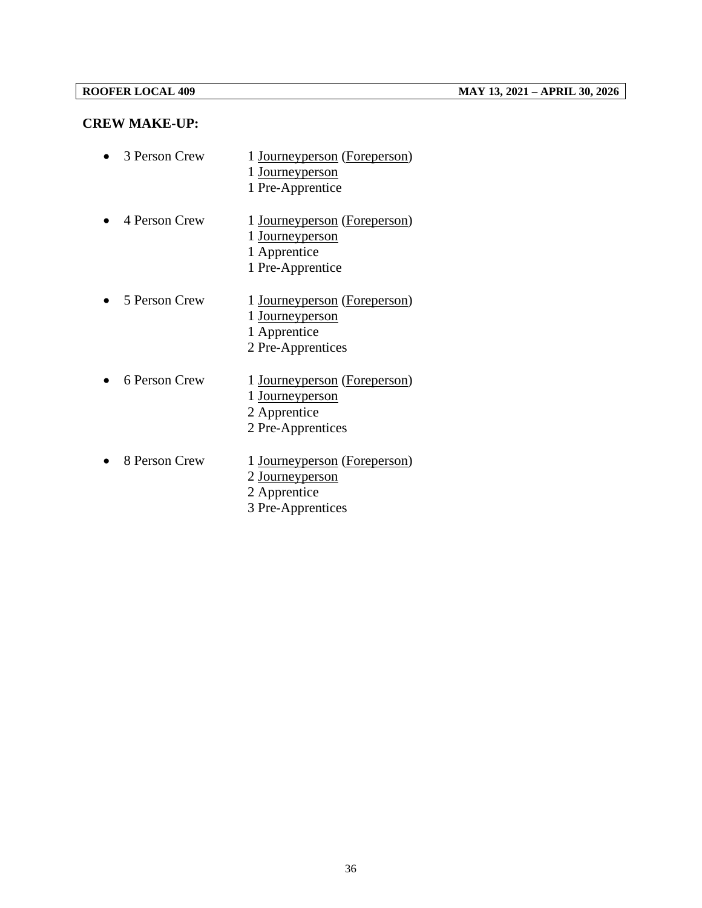**CREW MAKE-UP:**

- 3 Person Crew
  1 Journeyperson (Foreperson)
  1 Journeyperson
  1 Pre-Apprentice

- 4 Person Crew
  1 Journeyperson (Foreperson)
  1 Journeyperson
  1 Apprentice
  1 Pre-Apprentice

- 5 Person Crew
  1 Journeyperson (Foreperson)
  1 Journeyperson
  1 Apprentice
  2 Pre-Apprentices

- 6 Person Crew
  1 Journeyperson (Foreperson)
  1 Journeyperson
  2 Apprentice
  2 Pre-Apprentices

- 8 Person Crew
  1 Journeyperson (Foreperson)
  2 Journeyperson
  2 Apprentice
  3 Pre-Apprentices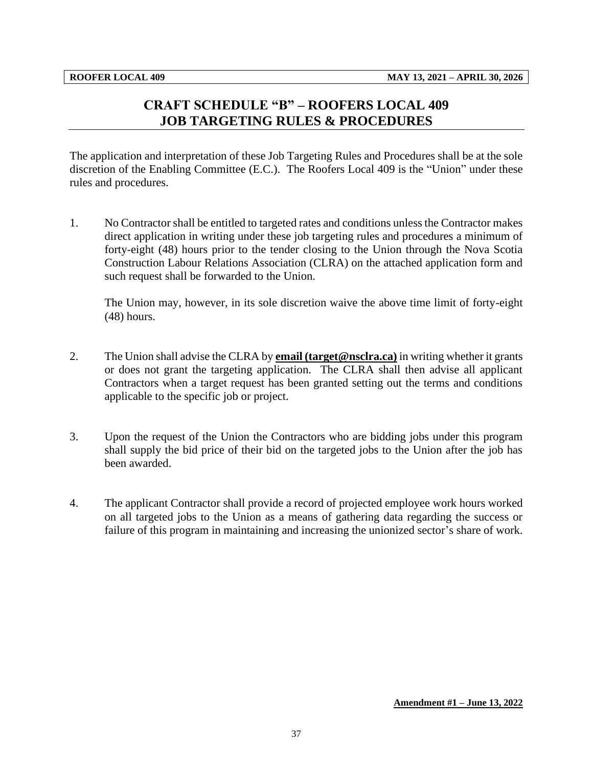# CRAFT SCHEDULE "B" – ROOFERS LOCAL 409
# JOB TARGETING RULES & PROCEDURES

The application and interpretation of these Job Targeting Rules and Procedures shall be at the sole discretion of the Enabling Committee (E.C.). The Roofers Local 409 is the "Union" under these rules and procedures.

1. No Contractor shall be entitled to targeted rates and conditions unless the Contractor makes direct application in writing under these job targeting rules and procedures a minimum of forty-eight (48) hours prior to the tender closing to the Union through the Nova Scotia Construction Labour Relations Association (CLRA) on the attached application form and such request shall be forwarded to the Union.

   The Union may, however, in its sole discretion waive the above time limit of forty-eight (48) hours.

2. The Union shall advise the CLRA by **email (target@nsclra.ca)** in writing whether it grants or does not grant the targeting application. The CLRA shall then advise all applicant Contractors when a target request has been granted setting out the terms and conditions applicable to the specific job or project.

3. Upon the request of the Union the Contractors who are bidding jobs under this program shall supply the bid price of their bid on the targeted jobs to the Union after the job has been awarded.

4. The applicant Contractor shall provide a record of projected employee work hours worked on all targeted jobs to the Union as a means of gathering data regarding the success or failure of this program in maintaining and increasing the unionized sector's share of work.

**Amendment #1 – June 13, 2022**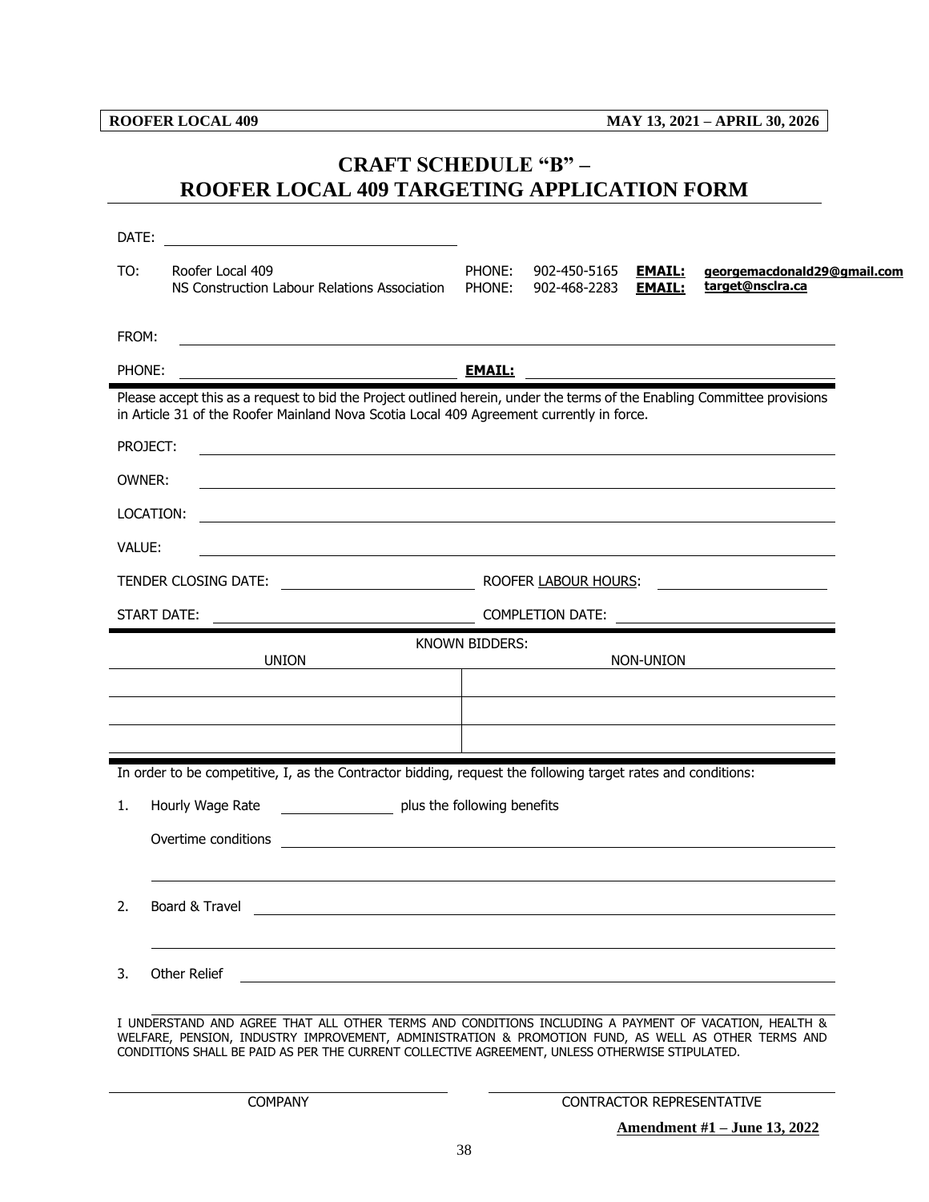# CRAFT SCHEDULE "B" – ROOFER LOCAL 409 TARGETING APPLICATION FORM

DATE: ______________________________

| TO: | | | | |
|---|---|---|---|---|
| | Roofer Local 409 | PHONE: 902-450-5165 | **EMAIL:** | **georgemacdonald29@gmail.com** |
| | NS Construction Labour Relations Association | PHONE: 902-468-2283 | **EMAIL:** | **target@nsclra.ca** |

FROM: ______________________________

PHONE: ______________________________ **EMAIL:** ______________________________

Please accept this as a request to bid the Project outlined herein, under the terms of the Enabling Committee provisions in Article 31 of the Roofer Mainland Nova Scotia Local 409 Agreement currently in force.

PROJECT: ______________________________

OWNER: ______________________________

LOCATION: ______________________________

VALUE: ______________________________

TENDER CLOSING DATE: ______________________________ ROOFER LABOUR HOURS: ______________________________

START DATE: ______________________________ COMPLETION DATE: ______________________________

KNOWN BIDDERS:

| UNION | NON-UNION |
|---|---|
| | |
| | |
| | |

In order to be competitive, I, as the Contractor bidding, request the following target rates and conditions:

1. Hourly Wage Rate ______________ plus the following benefits

   Overtime conditions ______________________________

   ______________________________

2. Board & Travel ______________________________

   ______________________________

3. Other Relief ______________________________

   ______________________________

I UNDERSTAND AND AGREE THAT ALL OTHER TERMS AND CONDITIONS INCLUDING A PAYMENT OF VACATION, HEALTH & WELFARE, PENSION, INDUSTRY IMPROVEMENT, ADMINISTRATION & PROMOTION FUND, AS WELL AS OTHER TERMS AND CONDITIONS SHALL BE PAID AS PER THE CURRENT COLLECTIVE AGREEMENT, UNLESS OTHERWISE STIPULATED.

______________________________ ______________________________

COMPANY CONTRACTOR REPRESENTATIVE

**Amendment #1 – June 13, 2022**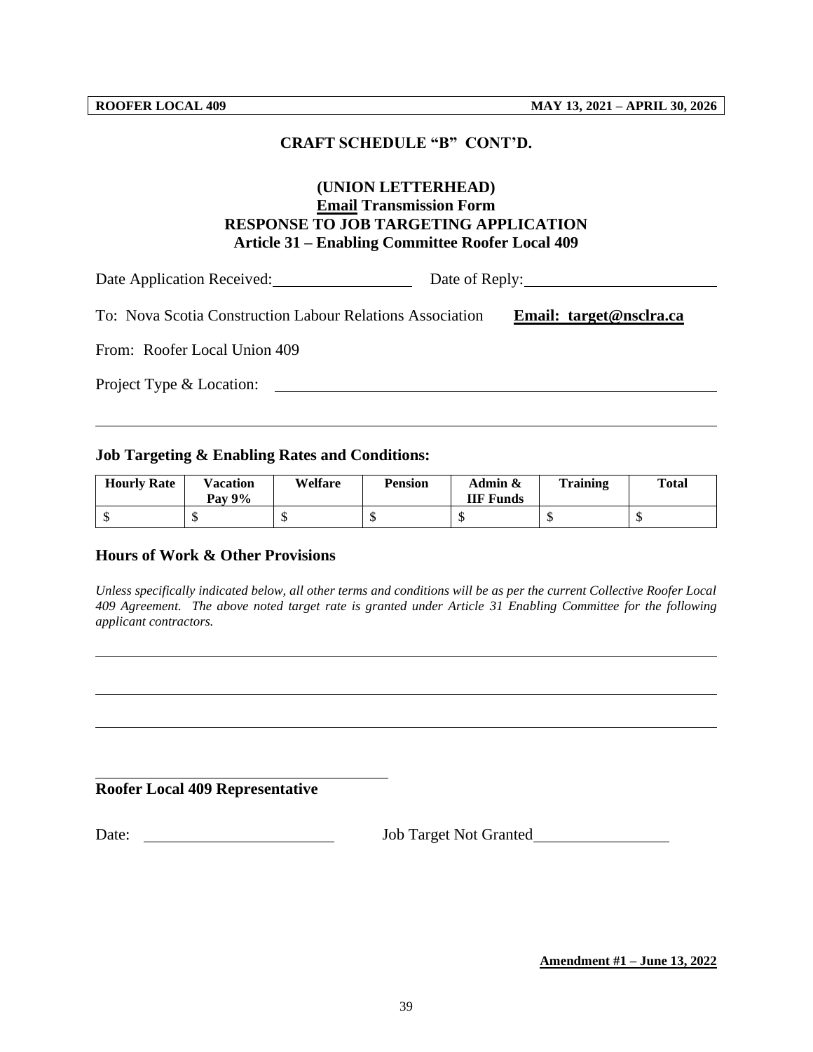## CRAFT SCHEDULE "B" CONT'D.

**(UNION LETTERHEAD)**
**Email Transmission Form**
**RESPONSE TO JOB TARGETING APPLICATION**
**Article 31 – Enabling Committee Roofer Local 409**

Date Application Received: ____________________ Date of Reply: ____________________________

To: Nova Scotia Construction Labour Relations Association **Email: target@nsclra.ca**

From: Roofer Local Union 409

Project Type & Location: ________________________________________________________________

_____________________________________________________________________________________

### Job Targeting & Enabling Rates and Conditions:

| Hourly Rate | Vacation Pay 9% | Welfare | Pension | Admin & IIF Funds | Training | Total |
|---|---|---|---|---|---|---|
| $ | $ | $ | $ | $ | $ | $ |

### Hours of Work & Other Provisions

*Unless specifically indicated below, all other terms and conditions will be as per the current Collective Roofer Local 409 Agreement. The above noted target rate is granted under Article 31 Enabling Committee for the following applicant contractors.*

_____________________________________________________________________________________

_____________________________________________________________________________________

_____________________________________________________________________________________

_______________________________________
**Roofer Local 409 Representative**

Date: ___________________________ Job Target Not Granted____________________

**Amendment #1 – June 13, 2022**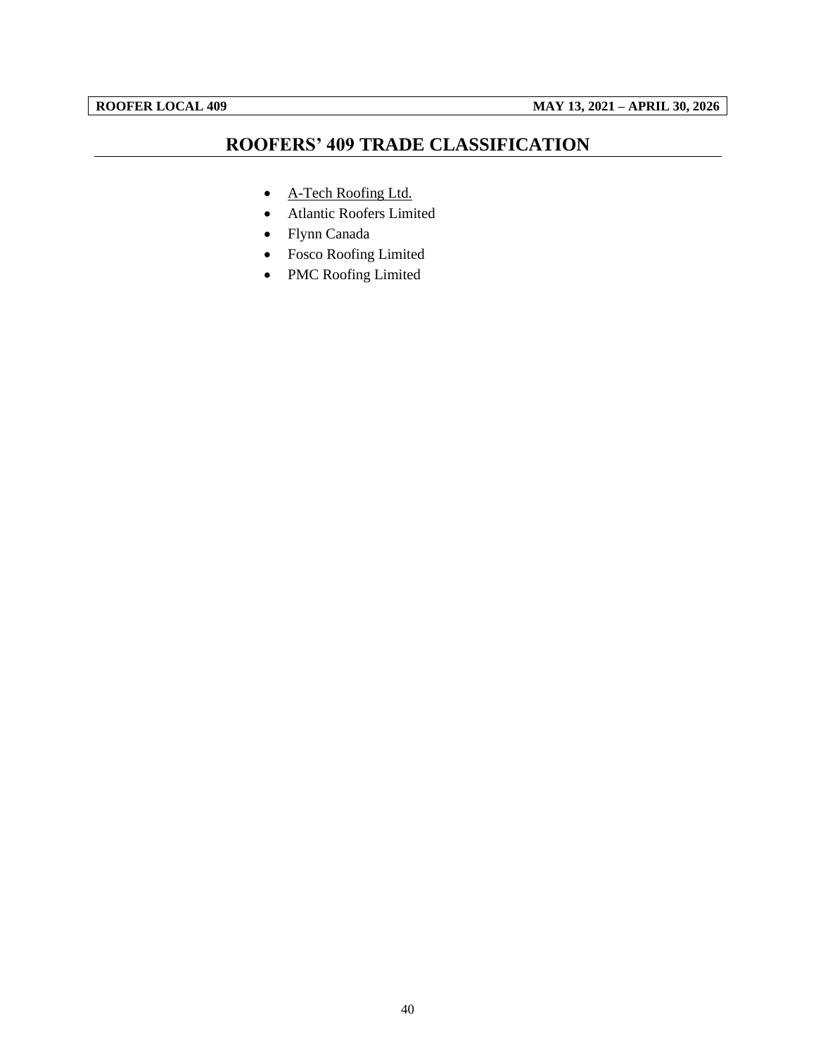## ROOFERS' 409 TRADE CLASSIFICATION

- A-Tech Roofing Ltd.
- Atlantic Roofers Limited
- Flynn Canada
- Fosco Roofing Limited
- PMC Roofing Limited